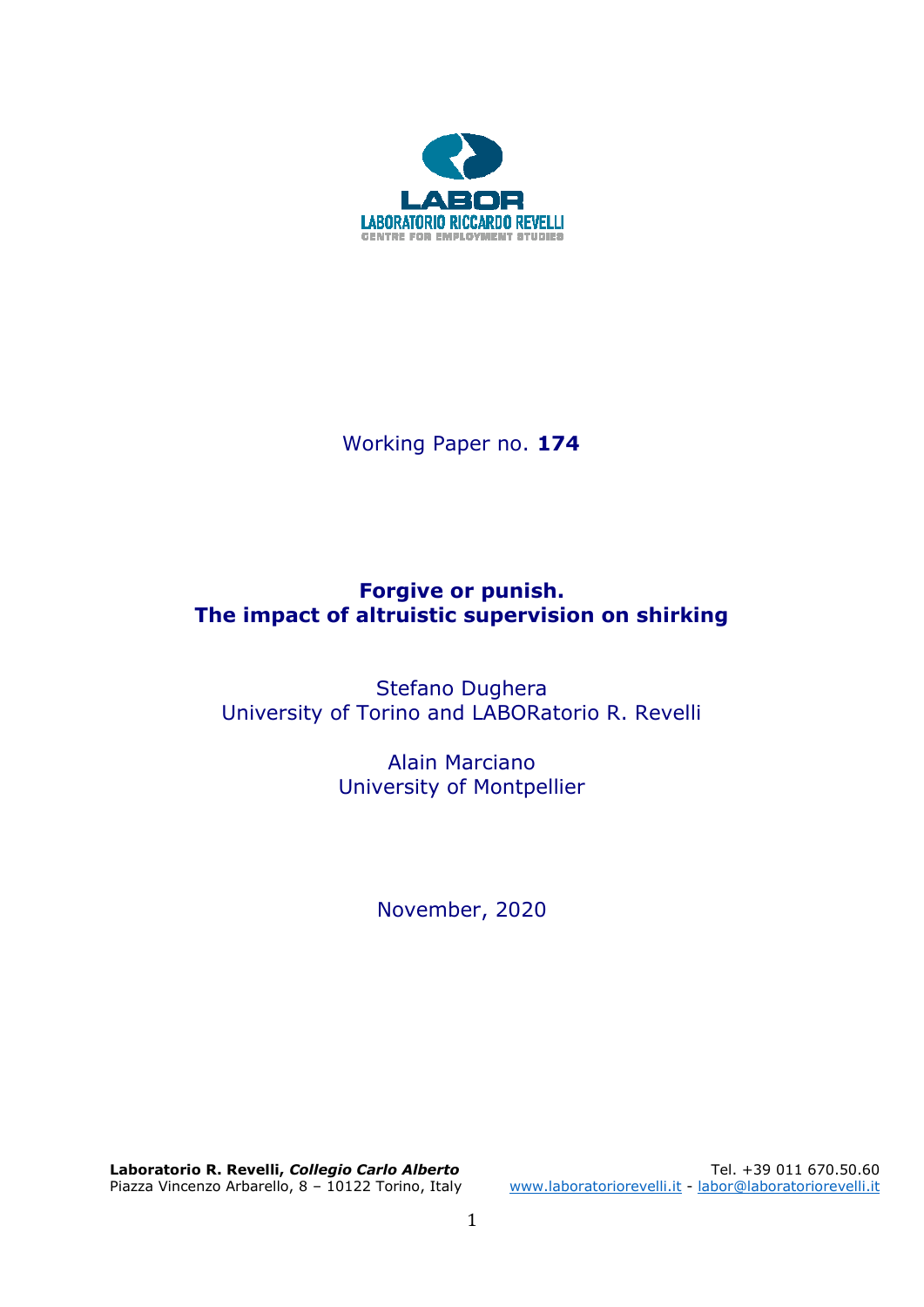LABOR

LABORATORIO RICCARDO REVELLI

CENTRE FOR EMPLOYMENT STUDIES

Working Paper no. **174**

# Forgive or punish. The impact of altruistic supervision on shirking

Stefano Dughera
University of Torino and LABORatorio R. Revelli

Alain Marciano
University of Montpellier

November, 2020

**Laboratorio R. Revelli, *Collegio Carlo Alberto***
Piazza Vincenzo Arbarello, 8 – 10122 Torino, Italy

Tel. +39 011 670.50.60
www.laboratoriorevelli.it - labor@laboratoriorevelli.it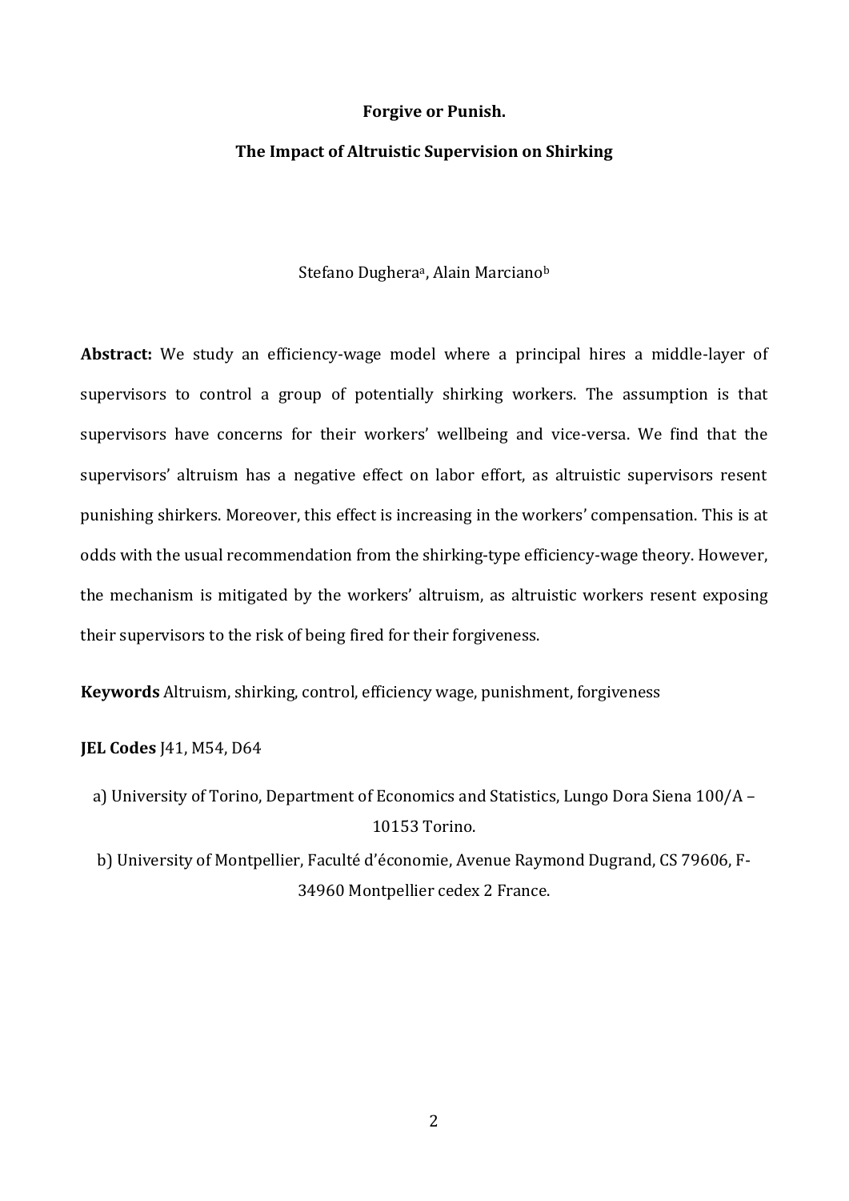**Forgive or Punish.**

**The Impact of Altruistic Supervision on Shirking**

Stefano Dughera[a], Alain Marciano[b]

**Abstract:** We study an efficiency-wage model where a principal hires a middle-layer of supervisors to control a group of potentially shirking workers. The assumption is that supervisors have concerns for their workers' wellbeing and vice-versa. We find that the supervisors' altruism has a negative effect on labor effort, as altruistic supervisors resent punishing shirkers. Moreover, this effect is increasing in the workers' compensation. This is at odds with the usual recommendation from the shirking-type efficiency-wage theory. However, the mechanism is mitigated by the workers' altruism, as altruistic workers resent exposing their supervisors to the risk of being fired for their forgiveness.

**Keywords** Altruism, shirking, control, efficiency wage, punishment, forgiveness

**JEL Codes** J41, M54, D64

a) University of Torino, Department of Economics and Statistics, Lungo Dora Siena 100/A – 10153 Torino.

b) University of Montpellier, Faculté d'économie, Avenue Raymond Dugrand, CS 79606, F-34960 Montpellier cedex 2 France.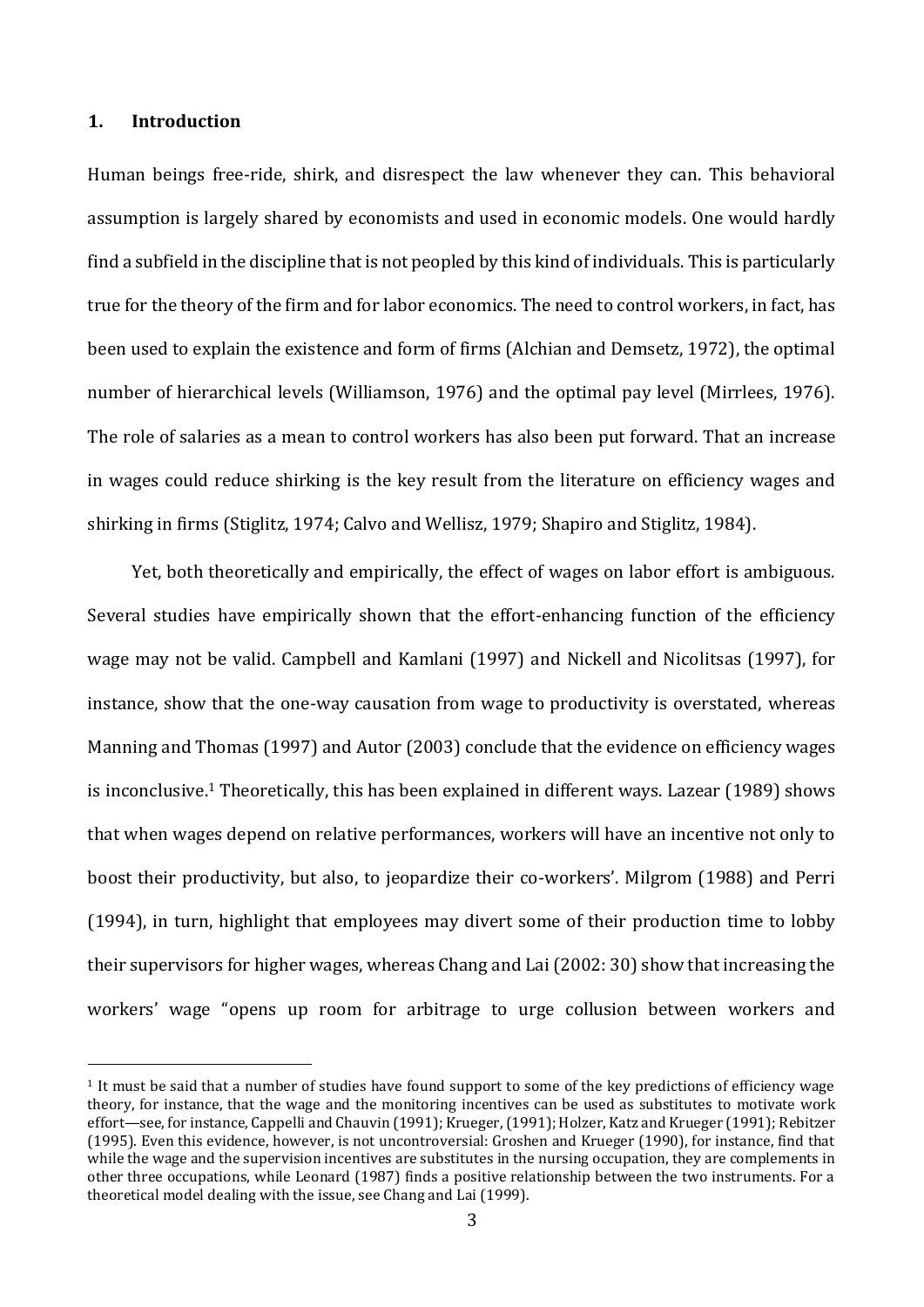## 1. Introduction

Human beings free-ride, shirk, and disrespect the law whenever they can. This behavioral assumption is largely shared by economists and used in economic models. One would hardly find a subfield in the discipline that is not peopled by this kind of individuals. This is particularly true for the theory of the firm and for labor economics. The need to control workers, in fact, has been used to explain the existence and form of firms (Alchian and Demsetz, 1972), the optimal number of hierarchical levels (Williamson, 1976) and the optimal pay level (Mirrlees, 1976). The role of salaries as a mean to control workers has also been put forward. That an increase in wages could reduce shirking is the key result from the literature on efficiency wages and shirking in firms (Stiglitz, 1974; Calvo and Wellisz, 1979; Shapiro and Stiglitz, 1984).

Yet, both theoretically and empirically, the effect of wages on labor effort is ambiguous. Several studies have empirically shown that the effort-enhancing function of the efficiency wage may not be valid. Campbell and Kamlani (1997) and Nickell and Nicolitsas (1997), for instance, show that the one-way causation from wage to productivity is overstated, whereas Manning and Thomas (1997) and Autor (2003) conclude that the evidence on efficiency wages is inconclusive.[1] Theoretically, this has been explained in different ways. Lazear (1989) shows that when wages depend on relative performances, workers will have an incentive not only to boost their productivity, but also, to jeopardize their co-workers'. Milgrom (1988) and Perri (1994), in turn, highlight that employees may divert some of their production time to lobby their supervisors for higher wages, whereas Chang and Lai (2002: 30) show that increasing the workers' wage "opens up room for arbitrage to urge collusion between workers and

[1] It must be said that a number of studies have found support to some of the key predictions of efficiency wage theory, for instance, that the wage and the monitoring incentives can be used as substitutes to motivate work effort—see, for instance, Cappelli and Chauvin (1991); Krueger, (1991); Holzer, Katz and Krueger (1991); Rebitzer (1995). Even this evidence, however, is not uncontroversial: Groshen and Krueger (1990), for instance, find that while the wage and the supervision incentives are substitutes in the nursing occupation, they are complements in other three occupations, while Leonard (1987) finds a positive relationship between the two instruments. For a theoretical model dealing with the issue, see Chang and Lai (1999).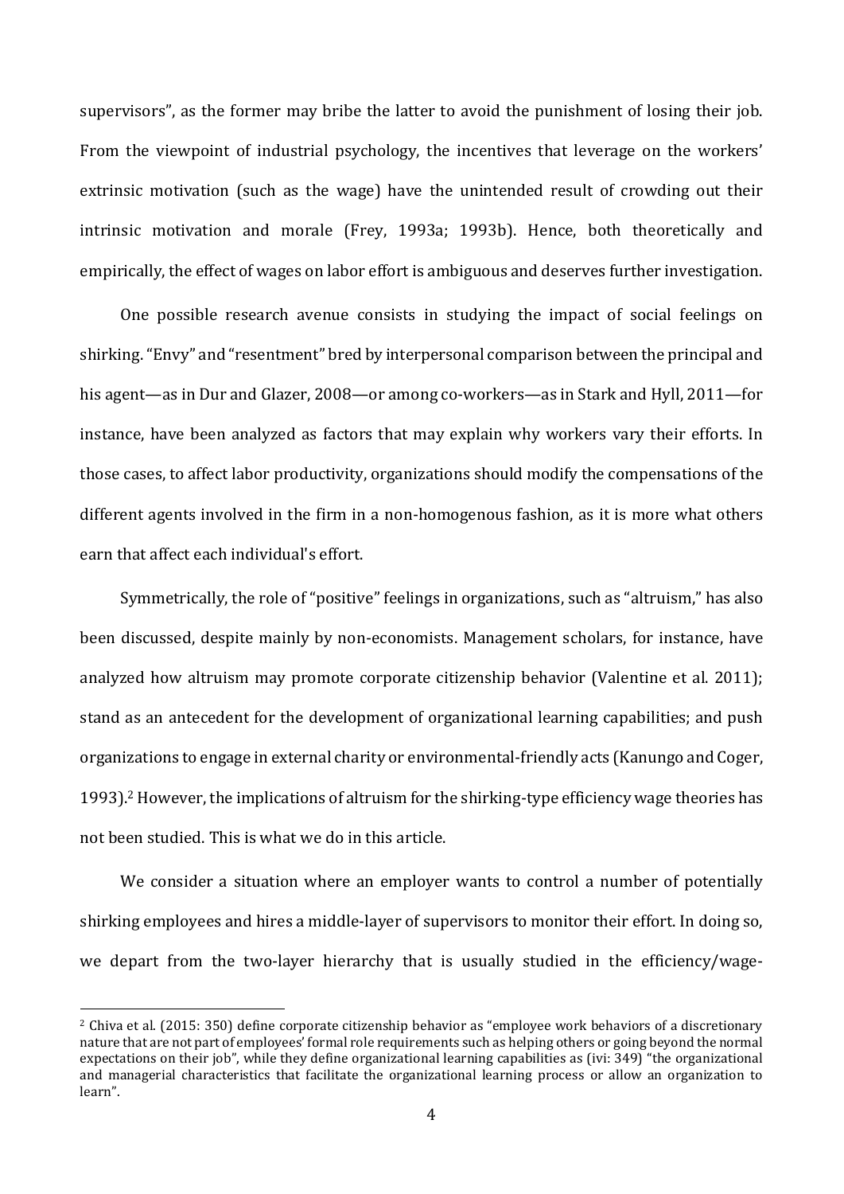supervisors", as the former may bribe the latter to avoid the punishment of losing their job. From the viewpoint of industrial psychology, the incentives that leverage on the workers' extrinsic motivation (such as the wage) have the unintended result of crowding out their intrinsic motivation and morale (Frey, 1993a; 1993b). Hence, both theoretically and empirically, the effect of wages on labor effort is ambiguous and deserves further investigation.

One possible research avenue consists in studying the impact of social feelings on shirking. "Envy" and "resentment" bred by interpersonal comparison between the principal and his agent—as in Dur and Glazer, 2008—or among co-workers—as in Stark and Hyll, 2011—for instance, have been analyzed as factors that may explain why workers vary their efforts. In those cases, to affect labor productivity, organizations should modify the compensations of the different agents involved in the firm in a non-homogenous fashion, as it is more what others earn that affect each individual's effort.

Symmetrically, the role of "positive" feelings in organizations, such as "altruism," has also been discussed, despite mainly by non-economists. Management scholars, for instance, have analyzed how altruism may promote corporate citizenship behavior (Valentine et al. 2011); stand as an antecedent for the development of organizational learning capabilities; and push organizations to engage in external charity or environmental-friendly acts (Kanungo and Coger, 1993).[2] However, the implications of altruism for the shirking-type efficiency wage theories has not been studied. This is what we do in this article.

We consider a situation where an employer wants to control a number of potentially shirking employees and hires a middle-layer of supervisors to monitor their effort. In doing so, we depart from the two-layer hierarchy that is usually studied in the efficiency/wage-

[2] Chiva et al. (2015: 350) define corporate citizenship behavior as "employee work behaviors of a discretionary nature that are not part of employees' formal role requirements such as helping others or going beyond the normal expectations on their job", while they define organizational learning capabilities as (ivi: 349) "the organizational and managerial characteristics that facilitate the organizational learning process or allow an organization to learn".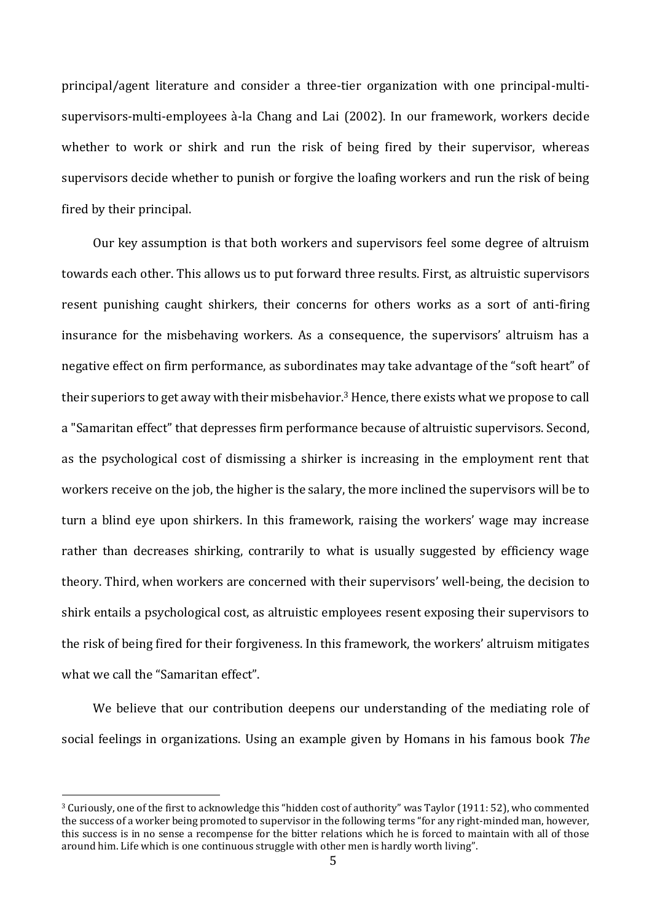principal/agent literature and consider a three-tier organization with one principal-multi-supervisors-multi-employees à-la Chang and Lai (2002). In our framework, workers decide whether to work or shirk and run the risk of being fired by their supervisor, whereas supervisors decide whether to punish or forgive the loafing workers and run the risk of being fired by their principal.

Our key assumption is that both workers and supervisors feel some degree of altruism towards each other. This allows us to put forward three results. First, as altruistic supervisors resent punishing caught shirkers, their concerns for others works as a sort of anti-firing insurance for the misbehaving workers. As a consequence, the supervisors' altruism has a negative effect on firm performance, as subordinates may take advantage of the "soft heart" of their superiors to get away with their misbehavior.[3] Hence, there exists what we propose to call a "Samaritan effect" that depresses firm performance because of altruistic supervisors. Second, as the psychological cost of dismissing a shirker is increasing in the employment rent that workers receive on the job, the higher is the salary, the more inclined the supervisors will be to turn a blind eye upon shirkers. In this framework, raising the workers' wage may increase rather than decreases shirking, contrarily to what is usually suggested by efficiency wage theory. Third, when workers are concerned with their supervisors' well-being, the decision to shirk entails a psychological cost, as altruistic employees resent exposing their supervisors to the risk of being fired for their forgiveness. In this framework, the workers' altruism mitigates what we call the "Samaritan effect".

We believe that our contribution deepens our understanding of the mediating role of social feelings in organizations. Using an example given by Homans in his famous book *The*

[3] Curiously, one of the first to acknowledge this "hidden cost of authority" was Taylor (1911: 52), who commented the success of a worker being promoted to supervisor in the following terms "for any right-minded man, however, this success is in no sense a recompense for the bitter relations which he is forced to maintain with all of those around him. Life which is one continuous struggle with other men is hardly worth living".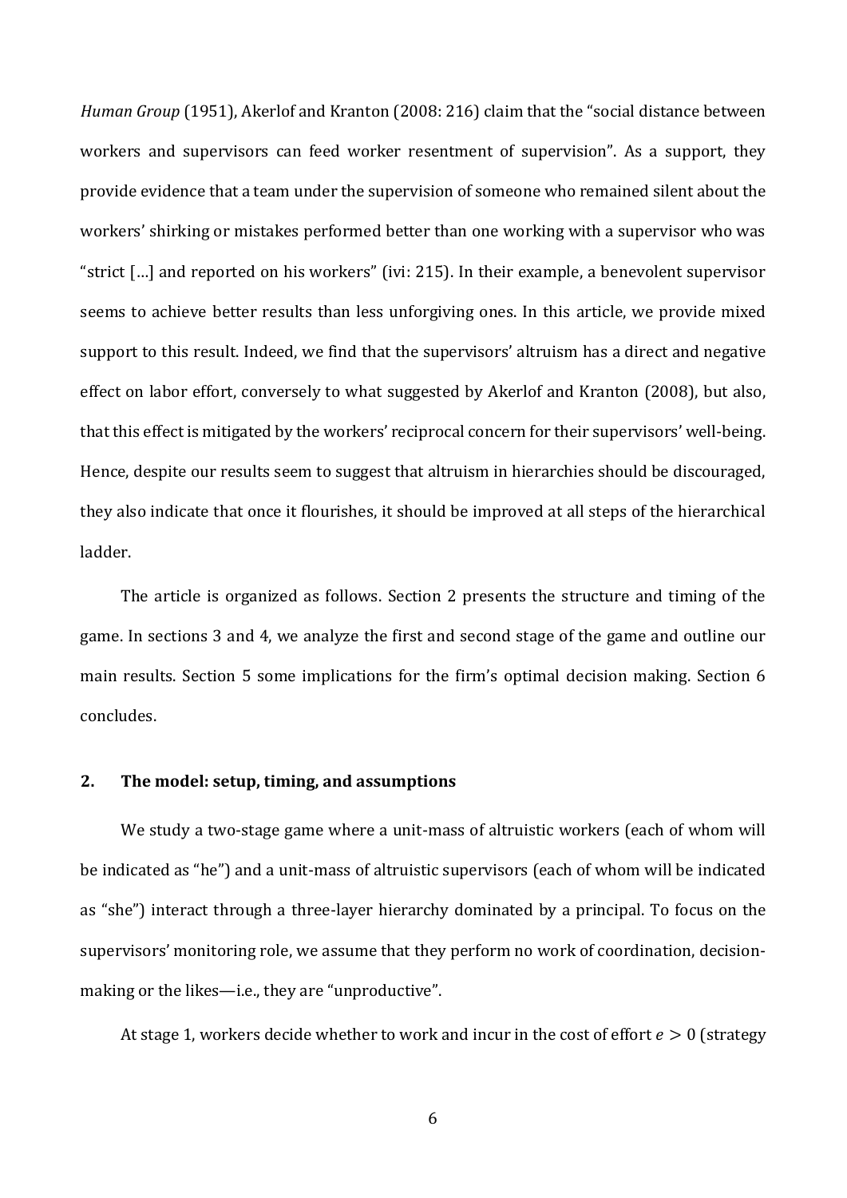*Human Group* (1951), Akerlof and Kranton (2008: 216) claim that the "social distance between workers and supervisors can feed worker resentment of supervision". As a support, they provide evidence that a team under the supervision of someone who remained silent about the workers' shirking or mistakes performed better than one working with a supervisor who was "strict […] and reported on his workers" (ivi: 215). In their example, a benevolent supervisor seems to achieve better results than less unforgiving ones. In this article, we provide mixed support to this result. Indeed, we find that the supervisors' altruism has a direct and negative effect on labor effort, conversely to what suggested by Akerlof and Kranton (2008), but also, that this effect is mitigated by the workers' reciprocal concern for their supervisors' well-being. Hence, despite our results seem to suggest that altruism in hierarchies should be discouraged, they also indicate that once it flourishes, it should be improved at all steps of the hierarchical ladder.

The article is organized as follows. Section 2 presents the structure and timing of the game. In sections 3 and 4, we analyze the first and second stage of the game and outline our main results. Section 5 some implications for the firm's optimal decision making. Section 6 concludes.

## 2. The model: setup, timing, and assumptions

We study a two-stage game where a unit-mass of altruistic workers (each of whom will be indicated as "he") and a unit-mass of altruistic supervisors (each of whom will be indicated as "she") interact through a three-layer hierarchy dominated by a principal. To focus on the supervisors' monitoring role, we assume that they perform no work of coordination, decision-making or the likes—i.e., they are "unproductive".

At stage 1, workers decide whether to work and incur in the cost of effort $e > 0$ (strategy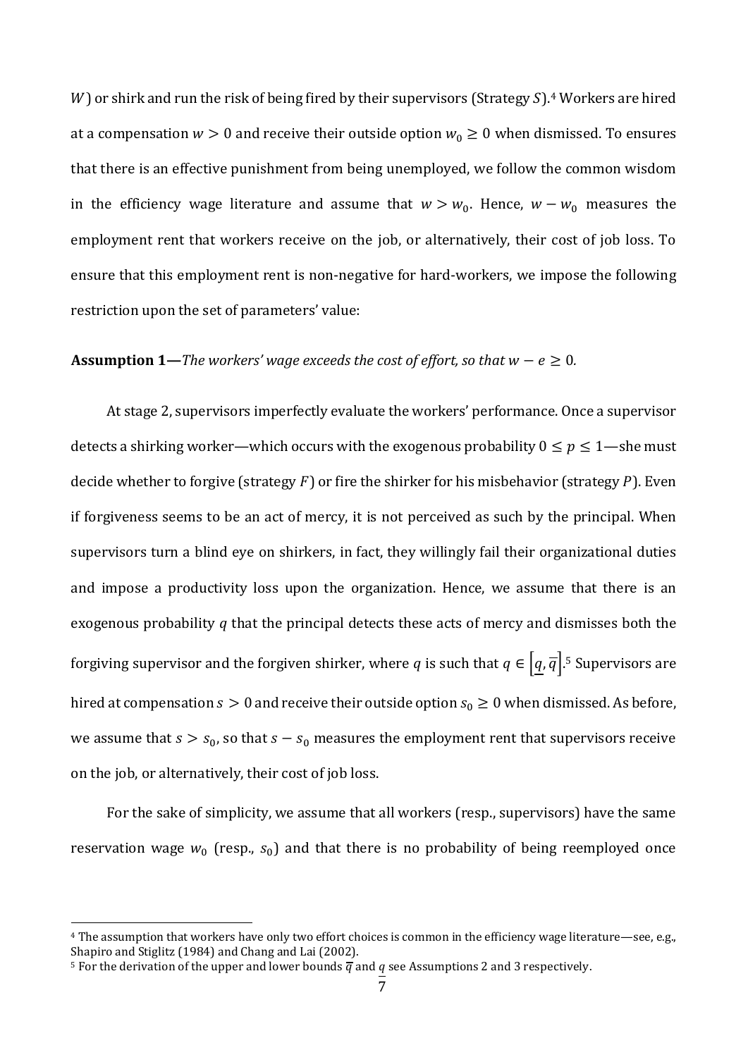$W$) or shirk and run the risk of being fired by their supervisors (Strategy $S$).[4] Workers are hired at a compensation $w > 0$ and receive their outside option $w_0 \geq 0$ when dismissed. To ensures that there is an effective punishment from being unemployed, we follow the common wisdom in the efficiency wage literature and assume that $w > w_0$. Hence, $w - w_0$ measures the employment rent that workers receive on the job, or alternatively, their cost of job loss. To ensure that this employment rent is non-negative for hard-workers, we impose the following restriction upon the set of parameters' value:

**Assumption 1—***The workers' wage exceeds the cost of effort, so that $w - e \geq 0$.*

At stage 2, supervisors imperfectly evaluate the workers' performance. Once a supervisor detects a shirking worker—which occurs with the exogenous probability $0 \leq p \leq 1$—she must decide whether to forgive (strategy $F$) or fire the shirker for his misbehavior (strategy $P$). Even if forgiveness seems to be an act of mercy, it is not perceived as such by the principal. When supervisors turn a blind eye on shirkers, in fact, they willingly fail their organizational duties and impose a productivity loss upon the organization. Hence, we assume that there is an exogenous probability $q$ that the principal detects these acts of mercy and dismisses both the forgiving supervisor and the forgiven shirker, where $q$ is such that $q \in \left[\underline{q}, \overline{q}\right]$.[5] Supervisors are hired at compensation $s > 0$ and receive their outside option $s_0 \geq 0$ when dismissed. As before, we assume that $s > s_0$, so that $s - s_0$ measures the employment rent that supervisors receive on the job, or alternatively, their cost of job loss.

For the sake of simplicity, we assume that all workers (resp., supervisors) have the same reservation wage $w_0$ (resp., $s_0$) and that there is no probability of being reemployed once

---

[4] The assumption that workers have only two effort choices is common in the efficiency wage literature—see, e.g., Shapiro and Stiglitz (1984) and Chang and Lai (2002).

[5] For the derivation of the upper and lower bounds $\overline{q}$ and $\underline{q}$ see Assumptions 2 and 3 respectively.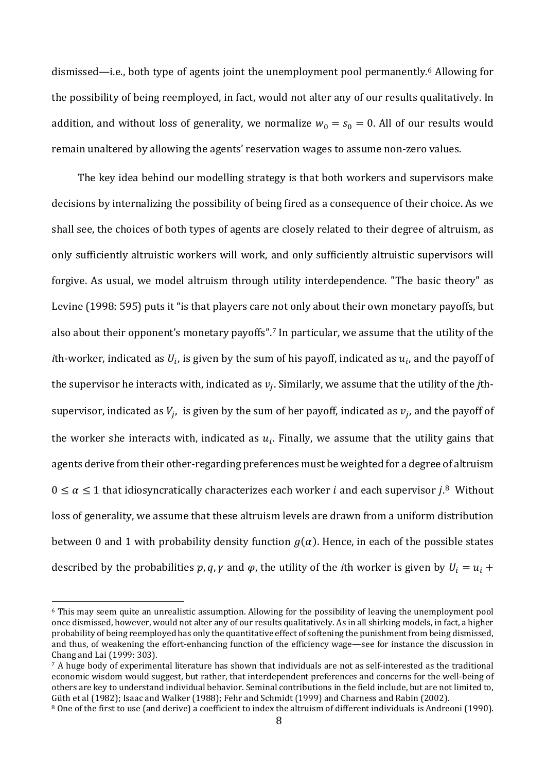dismissed—i.e., both type of agents joint the unemployment pool permanently.[6] Allowing for the possibility of being reemployed, in fact, would not alter any of our results qualitatively. In addition, and without loss of generality, we normalize $w_0 = s_0 = 0$. All of our results would remain unaltered by allowing the agents' reservation wages to assume non-zero values.

The key idea behind our modelling strategy is that both workers and supervisors make decisions by internalizing the possibility of being fired as a consequence of their choice. As we shall see, the choices of both types of agents are closely related to their degree of altruism, as only sufficiently altruistic workers will work, and only sufficiently altruistic supervisors will forgive. As usual, we model altruism through utility interdependence. "The basic theory" as Levine (1998: 595) puts it "is that players care not only about their own monetary payoffs, but also about their opponent's monetary payoffs".[7] In particular, we assume that the utility of the *i*th-worker, indicated as $U_i$, is given by the sum of his payoff, indicated as $u_i$, and the payoff of the supervisor he interacts with, indicated as $v_j$. Similarly, we assume that the utility of the *j*th-supervisor, indicated as $V_j$, is given by the sum of her payoff, indicated as $v_j$, and the payoff of the worker she interacts with, indicated as $u_i$. Finally, we assume that the utility gains that agents derive from their other-regarding preferences must be weighted for a degree of altruism $0 \leq \alpha \leq 1$ that idiosyncratically characterizes each worker $i$ and each supervisor $j$.[8] Without loss of generality, we assume that these altruism levels are drawn from a uniform distribution between 0 and 1 with probability density function $g(\alpha)$. Hence, in each of the possible states described by the probabilities $p, q, \gamma$ and $\varphi$, the utility of the *i*th worker is given by $U_i = u_i +$

[6] This may seem quite an unrealistic assumption. Allowing for the possibility of leaving the unemployment pool once dismissed, however, would not alter any of our results qualitatively. As in all shirking models, in fact, a higher probability of being reemployed has only the quantitative effect of softening the punishment from being dismissed, and thus, of weakening the effort-enhancing function of the efficiency wage—see for instance the discussion in Chang and Lai (1999: 303).

[7] A huge body of experimental literature has shown that individuals are not as self-interested as the traditional economic wisdom would suggest, but rather, that interdependent preferences and concerns for the well-being of others are key to understand individual behavior. Seminal contributions in the field include, but are not limited to, Güth et al (1982); Isaac and Walker (1988); Fehr and Schmidt (1999) and Charness and Rabin (2002).

[8] One of the first to use (and derive) a coefficient to index the altruism of different individuals is Andreoni (1990).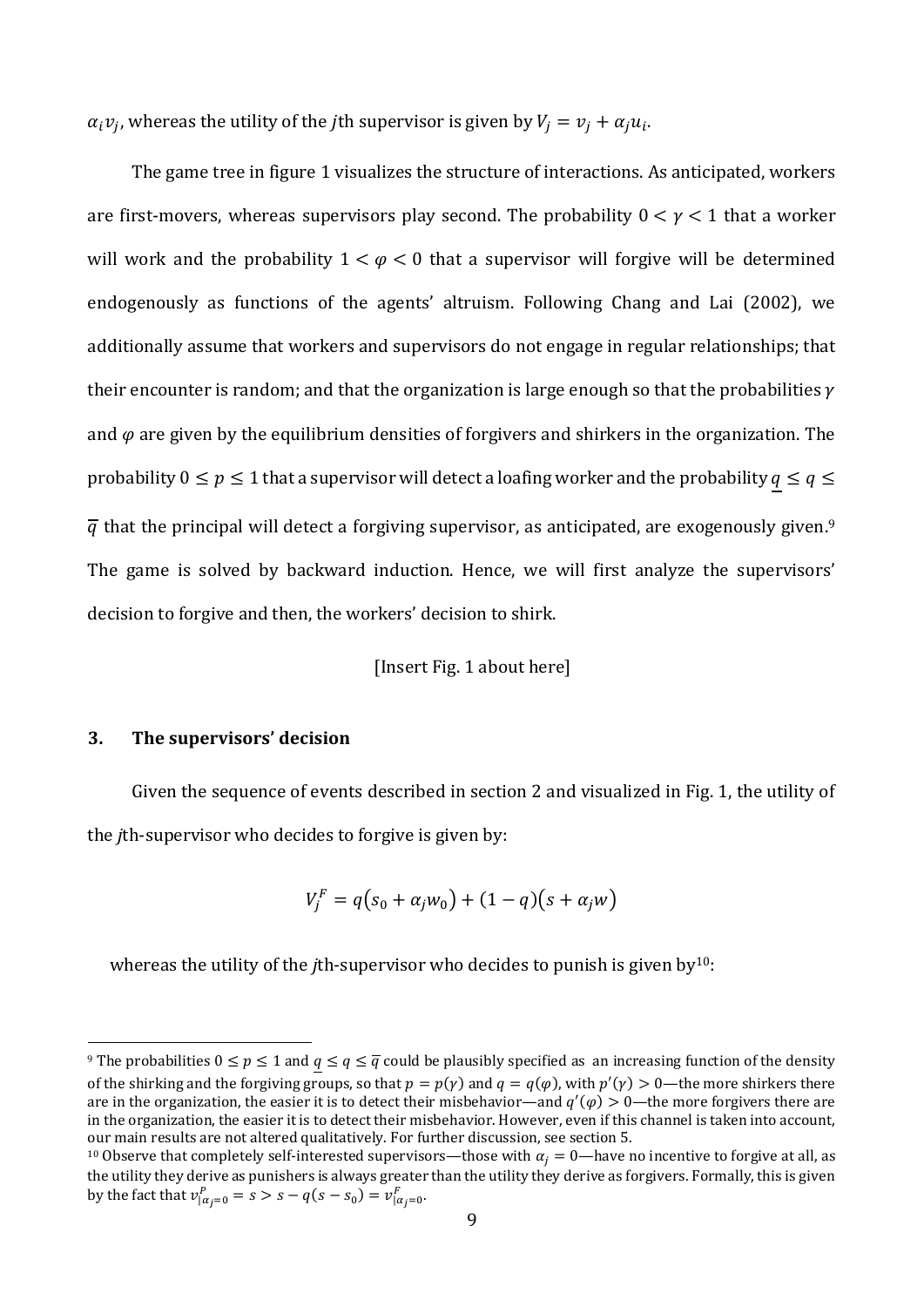$\alpha_i v_j$, whereas the utility of the *j*th supervisor is given by $V_j = v_j + \alpha_j u_i$.

The game tree in figure 1 visualizes the structure of interactions. As anticipated, workers are first-movers, whereas supervisors play second. The probability $0 < \gamma < 1$ that a worker will work and the probability $1 < \varphi < 0$ that a supervisor will forgive will be determined endogenously as functions of the agents' altruism. Following Chang and Lai (2002), we additionally assume that workers and supervisors do not engage in regular relationships; that their encounter is random; and that the organization is large enough so that the probabilities $\gamma$ and $\varphi$ are given by the equilibrium densities of forgivers and shirkers in the organization. The probability $0 \leq p \leq 1$ that a supervisor will detect a loafing worker and the probability $\underline{q} \leq q \leq \overline{q}$ that the principal will detect a forgiving supervisor, as anticipated, are exogenously given.[9] The game is solved by backward induction. Hence, we will first analyze the supervisors' decision to forgive and then, the workers' decision to shirk.

[Insert Fig. 1 about here]

## 3. The supervisors' decision

Given the sequence of events described in section 2 and visualized in Fig. 1, the utility of the *j*th-supervisor who decides to forgive is given by:

$$V_j^F = q\big(s_0 + \alpha_j w_0\big) + (1 - q)\big(s + \alpha_j w\big)$$

whereas the utility of the *j*th-supervisor who decides to punish is given by[10]:

---

[9] The probabilities $0 \leq p \leq 1$ and $\underline{q} \leq q \leq \overline{q}$ could be plausibly specified as an increasing function of the density of the shirking and the forgiving groups, so that $p = p(\gamma)$ and $q = q(\varphi)$, with $p'(\gamma) > 0$—the more shirkers there are in the organization, the easier it is to detect their misbehavior—and $q'(\varphi) > 0$—the more forgivers there are in the organization, the easier it is to detect their misbehavior. However, even if this channel is taken into account, our main results are not altered qualitatively. For further discussion, see section 5.

[10] Observe that completely self-interested supervisors—those with $\alpha_j = 0$—have no incentive to forgive at all, as the utility they derive as punishers is always greater than the utility they derive as forgivers. Formally, this is given by the fact that $v^P_{|\alpha_j=0} = s > s - q(s - s_0) = v^F_{|\alpha_j=0}$.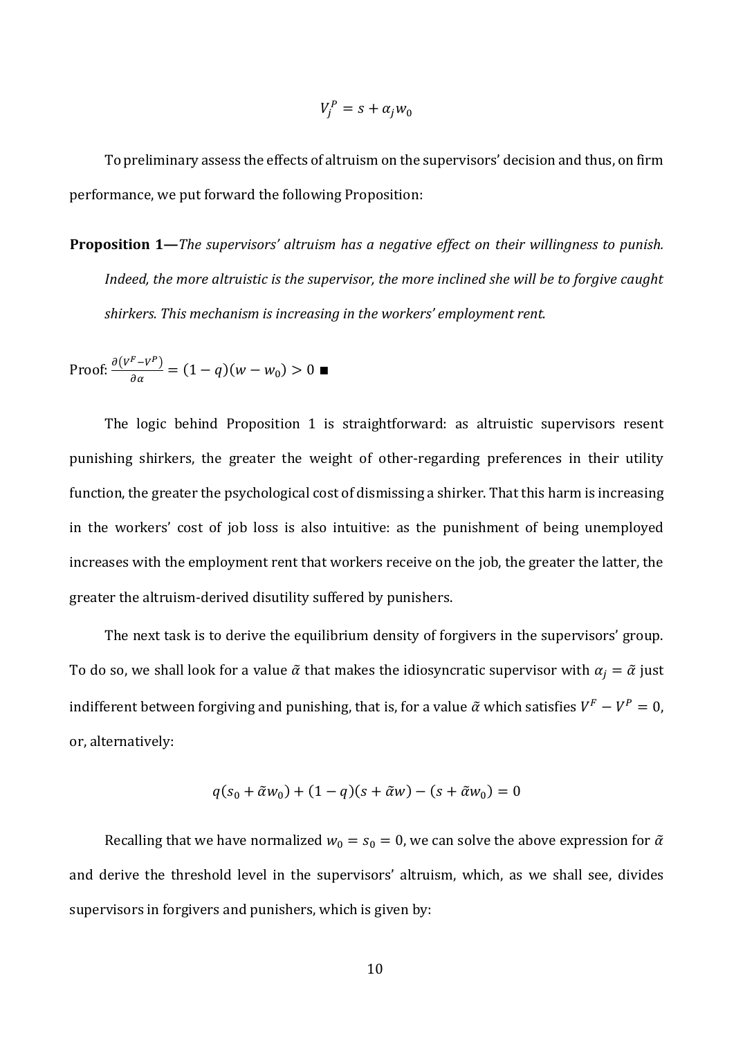$$V_j^P = s + \alpha_j w_0$$

To preliminary assess the effects of altruism on the supervisors' decision and thus, on firm performance, we put forward the following Proposition:

**Proposition 1—***The supervisors' altruism has a negative effect on their willingness to punish. Indeed, the more altruistic is the supervisor, the more inclined she will be to forgive caught shirkers. This mechanism is increasing in the workers' employment rent.*

Proof: $\frac{\partial (V^F - V^P)}{\partial \alpha} = (1-q)(w - w_0) > 0$ ■

The logic behind Proposition 1 is straightforward: as altruistic supervisors resent punishing shirkers, the greater the weight of other-regarding preferences in their utility function, the greater the psychological cost of dismissing a shirker. That this harm is increasing in the workers' cost of job loss is also intuitive: as the punishment of being unemployed increases with the employment rent that workers receive on the job, the greater the latter, the greater the altruism-derived disutility suffered by punishers.

The next task is to derive the equilibrium density of forgivers in the supervisors' group. To do so, we shall look for a value $\tilde{\alpha}$ that makes the idiosyncratic supervisor with $\alpha_j = \tilde{\alpha}$ just indifferent between forgiving and punishing, that is, for a value $\tilde{\alpha}$ which satisfies $V^F - V^P = 0$, or, alternatively:

$$q(s_0 + \tilde{\alpha} w_0) + (1-q)(s + \tilde{\alpha} w) - (s + \tilde{\alpha} w_0) = 0$$

Recalling that we have normalized $w_0 = s_0 = 0$, we can solve the above expression for $\tilde{\alpha}$ and derive the threshold level in the supervisors' altruism, which, as we shall see, divides supervisors in forgivers and punishers, which is given by: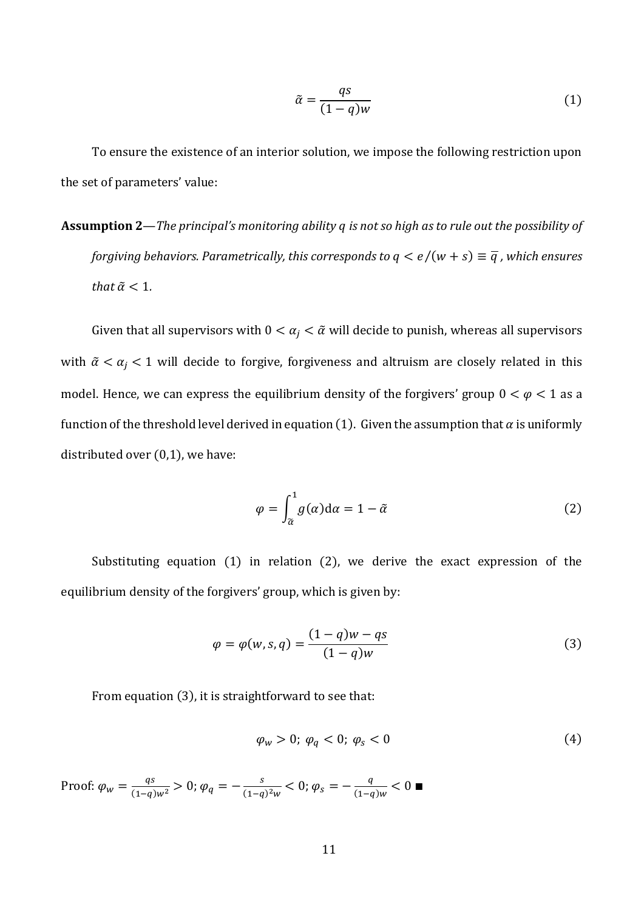$$\tilde{\alpha} = \frac{qs}{(1-q)w} \tag{1}$$

To ensure the existence of an interior solution, we impose the following restriction upon the set of parameters' value:

**Assumption 2**—*The principal's monitoring ability $q$ is not so high as to rule out the possibility of forgiving behaviors. Parametrically, this corresponds to $q < e/(w+s) \equiv \bar{q}$, which ensures that $\tilde{\alpha} < 1$.*

Given that all supervisors with $0 < \alpha_j < \tilde{\alpha}$ will decide to punish, whereas all supervisors with $\tilde{\alpha} < \alpha_j < 1$ will decide to forgive, forgiveness and altruism are closely related in this model. Hence, we can express the equilibrium density of the forgivers' group $0 < \varphi < 1$ as a function of the threshold level derived in equation (1). Given the assumption that $\alpha$ is uniformly distributed over (0,1), we have:

$$\varphi = \int_{\tilde{\alpha}}^{1} g(\alpha)\mathrm{d}\alpha = 1 - \tilde{\alpha} \tag{2}$$

Substituting equation (1) in relation (2), we derive the exact expression of the equilibrium density of the forgivers' group, which is given by:

$$\varphi = \varphi(w, s, q) = \frac{(1-q)w - qs}{(1-q)w} \tag{3}$$

From equation (3), it is straightforward to see that:

$$\varphi_w > 0;\ \varphi_q < 0;\ \varphi_s < 0 \tag{4}$$

Proof: $\varphi_w = \frac{qs}{(1-q)w^2} > 0$; $\varphi_q = -\frac{s}{(1-q)^2 w} < 0$; $\varphi_s = -\frac{q}{(1-q)w} < 0$ ■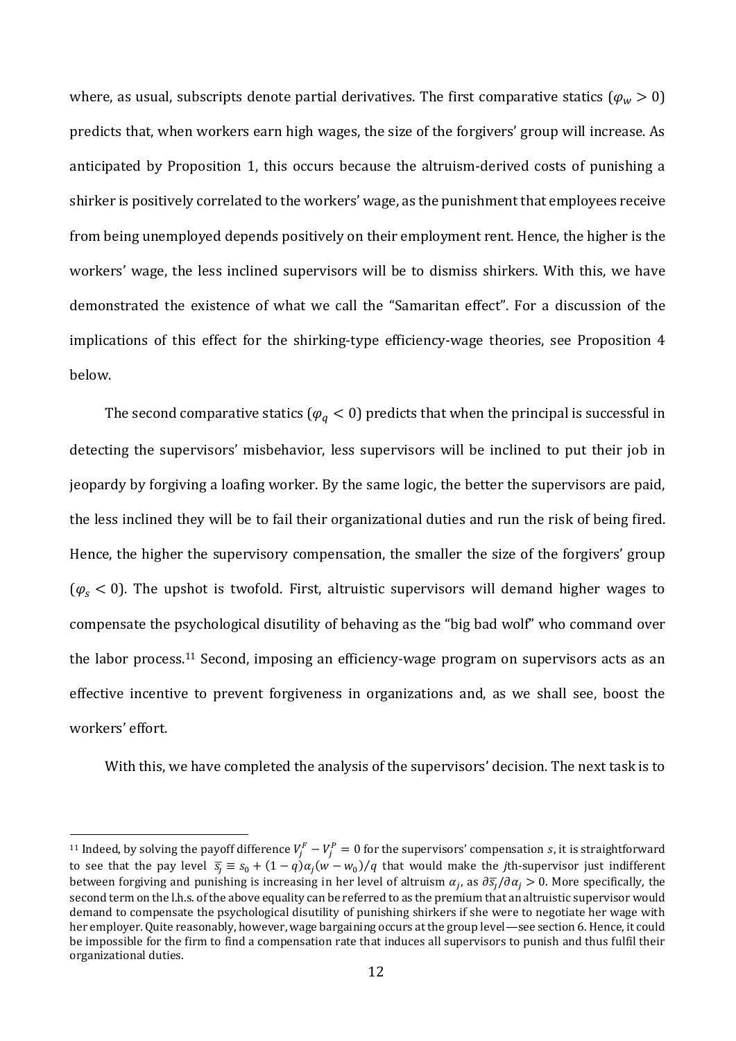where, as usual, subscripts denote partial derivatives. The first comparative statics ($\varphi_w > 0$) predicts that, when workers earn high wages, the size of the forgivers' group will increase. As anticipated by Proposition 1, this occurs because the altruism-derived costs of punishing a shirker is positively correlated to the workers' wage, as the punishment that employees receive from being unemployed depends positively on their employment rent. Hence, the higher is the workers' wage, the less inclined supervisors will be to dismiss shirkers. With this, we have demonstrated the existence of what we call the "Samaritan effect". For a discussion of the implications of this effect for the shirking-type efficiency-wage theories, see Proposition 4 below.

The second comparative statics ($\varphi_q < 0$) predicts that when the principal is successful in detecting the supervisors' misbehavior, less supervisors will be inclined to put their job in jeopardy by forgiving a loafing worker. By the same logic, the better the supervisors are paid, the less inclined they will be to fail their organizational duties and run the risk of being fired. Hence, the higher the supervisory compensation, the smaller the size of the forgivers' group ($\varphi_s < 0$). The upshot is twofold. First, altruistic supervisors will demand higher wages to compensate the psychological disutility of behaving as the "big bad wolf" who command over the labor process.[11] Second, imposing an efficiency-wage program on supervisors acts as an effective incentive to prevent forgiveness in organizations and, as we shall see, boost the workers' effort.

With this, we have completed the analysis of the supervisors' decision. The next task is to

---

[11] Indeed, by solving the payoff difference $V_j^F - V_j^P = 0$ for the supervisors' compensation $s$, it is straightforward to see that the pay level $\bar{s}_j \equiv s_0 + (1-q)\alpha_j(w - w_0)/q$ that would make the $j$th-supervisor just indifferent between forgiving and punishing is increasing in her level of altruism $\alpha_j$, as $\partial \bar{s}_j / \partial \alpha_j > 0$. More specifically, the second term on the l.h.s. of the above equality can be referred to as the premium that an altruistic supervisor would demand to compensate the psychological disutility of punishing shirkers if she were to negotiate her wage with her employer. Quite reasonably, however, wage bargaining occurs at the group level—see section 6. Hence, it could be impossible for the firm to find a compensation rate that induces all supervisors to punish and thus fulfil their organizational duties.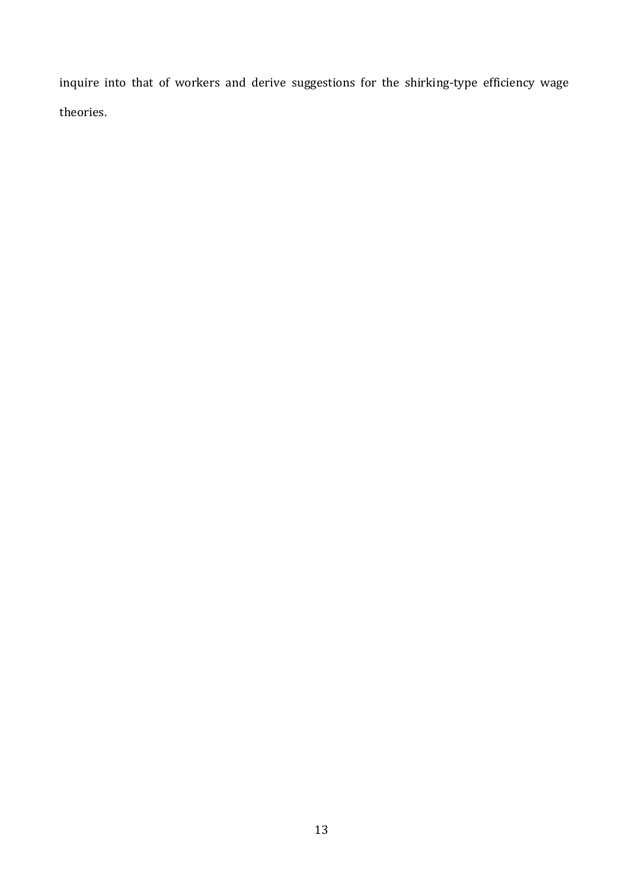inquire into that of workers and derive suggestions for the shirking-type efficiency wage theories.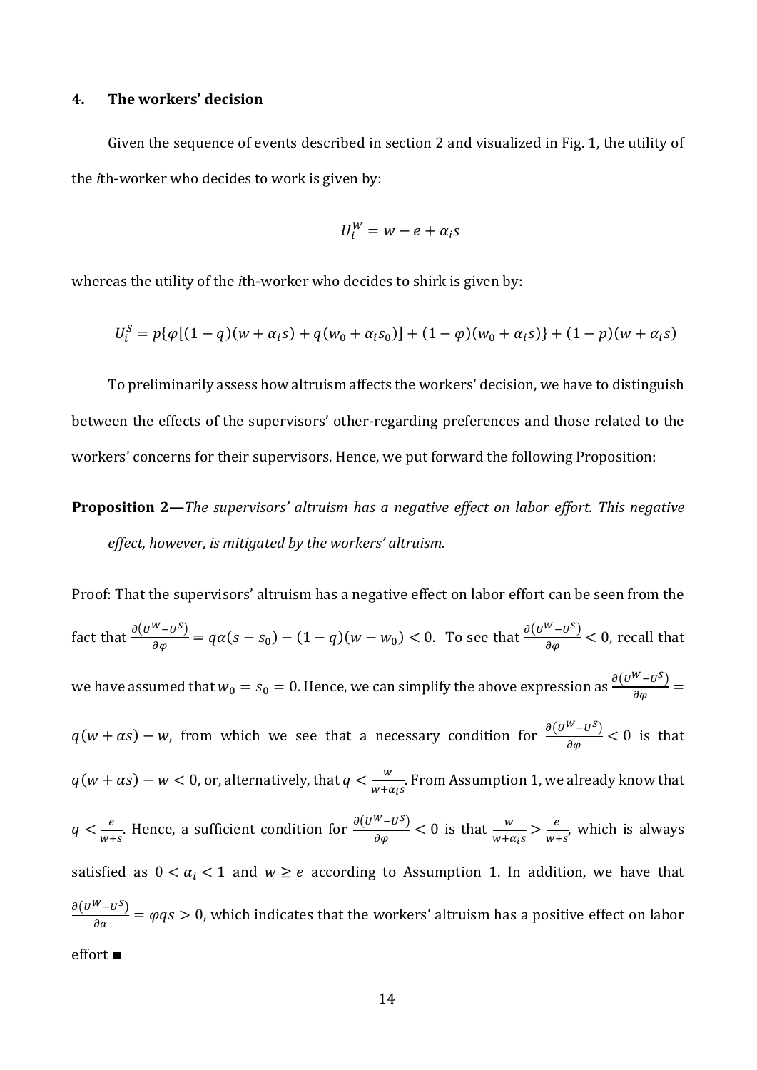## 4. The workers' decision

Given the sequence of events described in section 2 and visualized in Fig. 1, the utility of the *i*th-worker who decides to work is given by:

$$U_i^W = w - e + \alpha_i s$$

whereas the utility of the *i*th-worker who decides to shirk is given by:

$$U_i^S = p\{\varphi[(1-q)(w + \alpha_i s) + q(w_0 + \alpha_i s_0)] + (1-\varphi)(w_0 + \alpha_i s)\} + (1-p)(w + \alpha_i s)$$

To preliminarily assess how altruism affects the workers' decision, we have to distinguish between the effects of the supervisors' other-regarding preferences and those related to the workers' concerns for their supervisors. Hence, we put forward the following Proposition:

**Proposition 2—***The supervisors' altruism has a negative effect on labor effort. This negative effect, however, is mitigated by the workers' altruism.*

Proof: That the supervisors' altruism has a negative effect on labor effort can be seen from the fact that $\frac{\partial(U^W - U^S)}{\partial\varphi} = q\alpha(s - s_0) - (1-q)(w - w_0) < 0$. To see that $\frac{\partial(U^W - U^S)}{\partial\varphi} < 0$, recall that we have assumed that $w_0 = s_0 = 0$. Hence, we can simplify the above expression as $\frac{\partial(U^W - U^S)}{\partial\varphi} = q(w + \alpha s) - w$, from which we see that a necessary condition for $\frac{\partial(U^W - U^S)}{\partial\varphi} < 0$ is that $q(w + \alpha s) - w < 0$, or, alternatively, that $q < \frac{w}{w + \alpha_i s}$. From Assumption 1, we already know that $q < \frac{e}{w+s}$. Hence, a sufficient condition for $\frac{\partial(U^W - U^S)}{\partial\varphi} < 0$ is that $\frac{w}{w+\alpha_i s} > \frac{e}{w+s}$, which is always satisfied as $0 < \alpha_i < 1$ and $w \geq e$ according to Assumption 1. In addition, we have that $\frac{\partial(U^W - U^S)}{\partial\alpha} = \varphi q s > 0$, which indicates that the workers' altruism has a positive effect on labor effort ■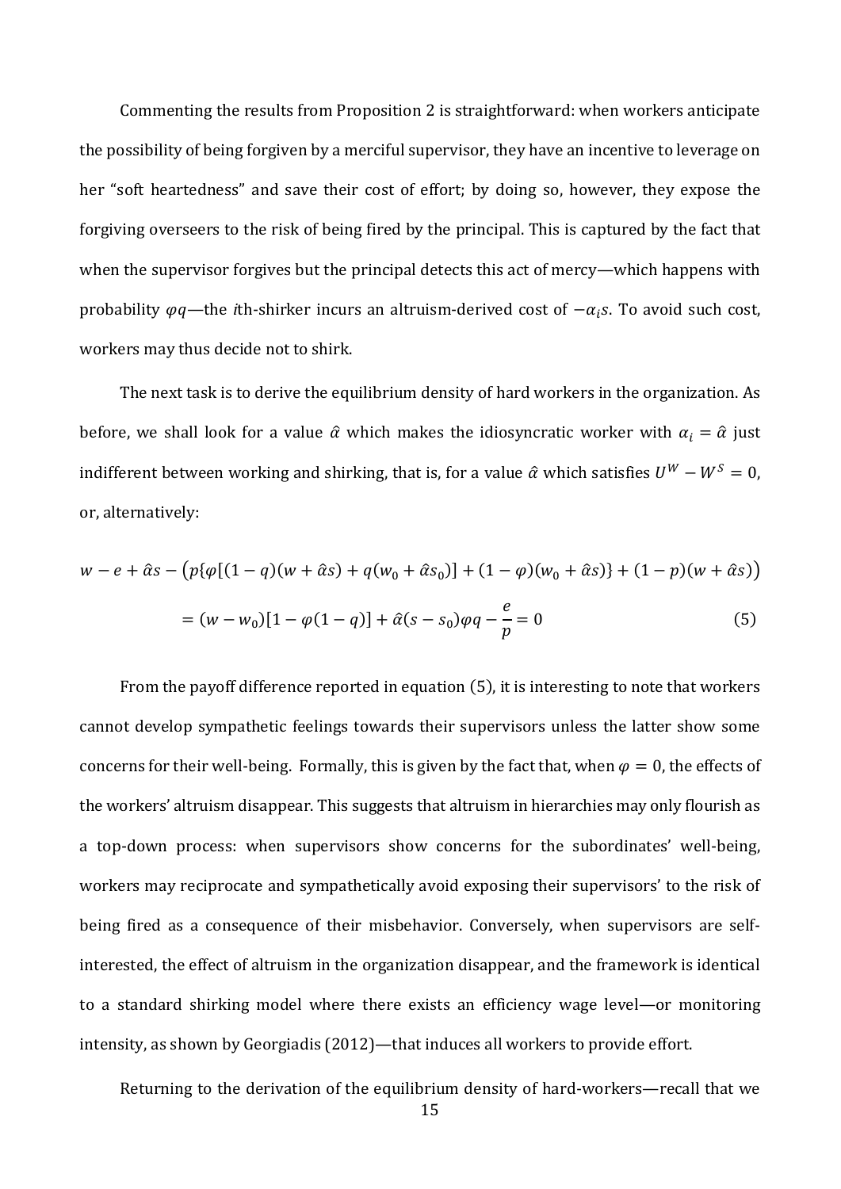Commenting the results from Proposition 2 is straightforward: when workers anticipate the possibility of being forgiven by a merciful supervisor, they have an incentive to leverage on her "soft heartedness" and save their cost of effort; by doing so, however, they expose the forgiving overseers to the risk of being fired by the principal. This is captured by the fact that when the supervisor forgives but the principal detects this act of mercy—which happens with probability $\varphi q$—the $i$th-shirker incurs an altruism-derived cost of $-\alpha_i s$. To avoid such cost, workers may thus decide not to shirk.

The next task is to derive the equilibrium density of hard workers in the organization. As before, we shall look for a value $\hat{\alpha}$ which makes the idiosyncratic worker with $\alpha_i = \hat{\alpha}$ just indifferent between working and shirking, that is, for a value $\hat{\alpha}$ which satisfies $U^W - W^S = 0$, or, alternatively:

$$w - e + \hat{\alpha}s - \left(p\{\varphi[(1-q)(w + \hat{\alpha}s) + q(w_0 + \hat{\alpha}s_0)] + (1-\varphi)(w_0 + \hat{\alpha}s)\} + (1-p)(w + \hat{\alpha}s)\right)$$
$$= (w - w_0)[1 - \varphi(1-q)] + \hat{\alpha}(s - s_0)\varphi q - \frac{e}{p} = 0 \tag{5}$$

From the payoff difference reported in equation (5), it is interesting to note that workers cannot develop sympathetic feelings towards their supervisors unless the latter show some concerns for their well-being. Formally, this is given by the fact that, when $\varphi = 0$, the effects of the workers' altruism disappear. This suggests that altruism in hierarchies may only flourish as a top-down process: when supervisors show concerns for the subordinates' well-being, workers may reciprocate and sympathetically avoid exposing their supervisors' to the risk of being fired as a consequence of their misbehavior. Conversely, when supervisors are self-interested, the effect of altruism in the organization disappear, and the framework is identical to a standard shirking model where there exists an efficiency wage level—or monitoring intensity, as shown by Georgiadis (2012)—that induces all workers to provide effort.

Returning to the derivation of the equilibrium density of hard-workers—recall that we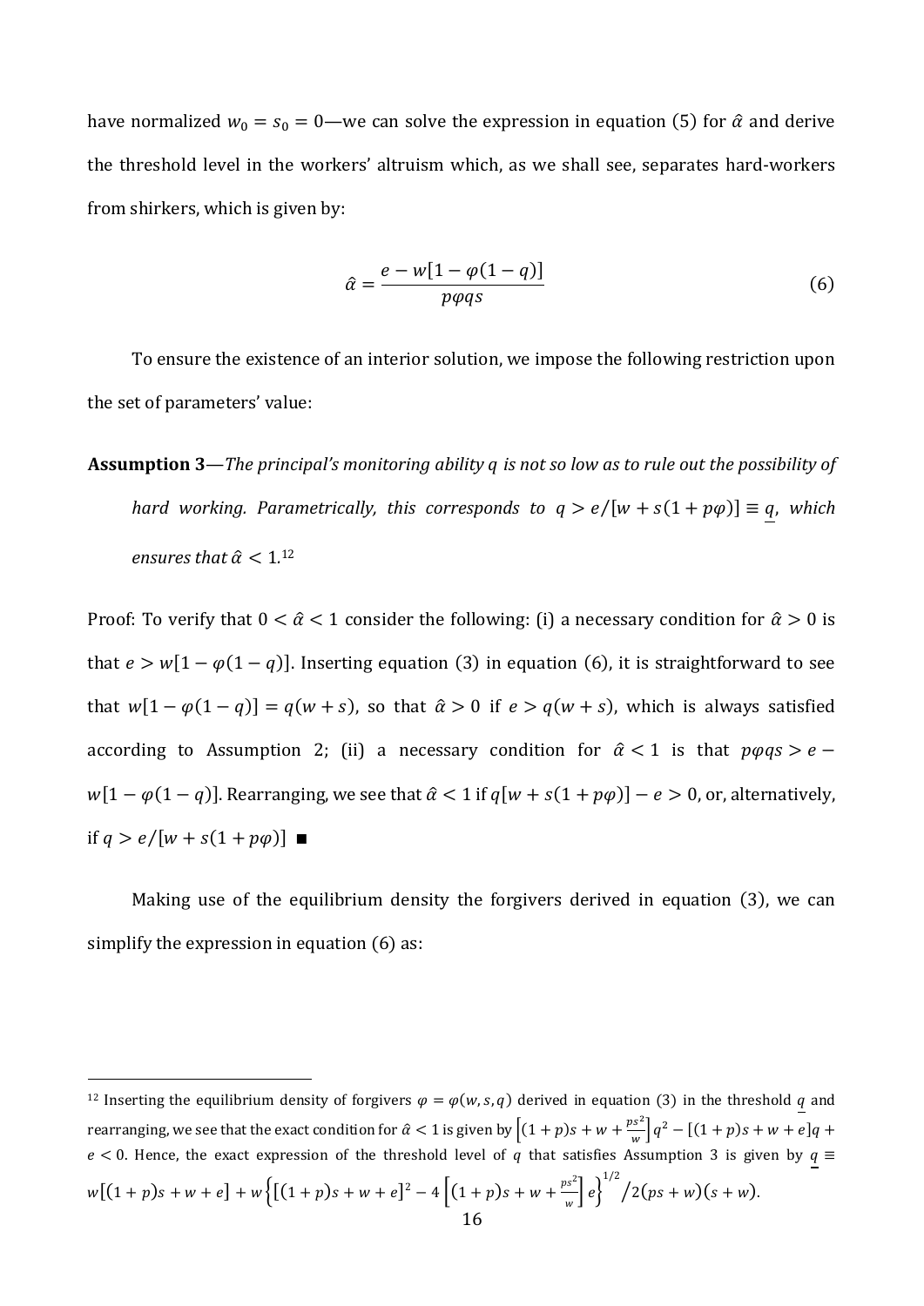have normalized $w_0 = s_0 = 0$—we can solve the expression in equation (5) for $\hat{\alpha}$ and derive the threshold level in the workers' altruism which, as we shall see, separates hard-workers from shirkers, which is given by:

$$\hat{\alpha} = \frac{e - w[1 - \varphi(1 - q)]}{p\varphi q s} \tag{6}$$

To ensure the existence of an interior solution, we impose the following restriction upon the set of parameters' value:

**Assumption 3**—*The principal's monitoring ability $q$ is not so low as to rule out the possibility of hard working. Parametrically, this corresponds to $q > e/[w + s(1 + p\varphi)] \equiv \underline{q}$, which ensures that $\hat{\alpha} < 1$.*[12]

Proof: To verify that $0 < \hat{\alpha} < 1$ consider the following: (i) a necessary condition for $\hat{\alpha} > 0$ is that $e > w[1 - \varphi(1 - q)]$. Inserting equation (3) in equation (6), it is straightforward to see that $w[1 - \varphi(1 - q)] = q(w + s)$, so that $\hat{\alpha} > 0$ if $e > q(w + s)$, which is always satisfied according to Assumption 2; (ii) a necessary condition for $\hat{\alpha} < 1$ is that $p\varphi q s > e - w[1 - \varphi(1 - q)]$. Rearranging, we see that $\hat{\alpha} < 1$ if $q[w + s(1 + p\varphi)] - e > 0$, or, alternatively, if $q > e/[w + s(1 + p\varphi)]$ ■

Making use of the equilibrium density the forgivers derived in equation (3), we can simplify the expression in equation (6) as:

---

[12] Inserting the equilibrium density of forgivers $\varphi = \varphi(w, s, q)$ derived in equation (3) in the threshold $\underline{q}$ and rearranging, we see that the exact condition for $\hat{\alpha} < 1$ is given by $\left[(1 + p)s + w + \frac{ps^2}{w}\right]q^2 - [(1 + p)s + w + e]q + e < 0$. Hence, the exact expression of the threshold level of $q$ that satisfies Assumption 3 is given by $\underline{q} \equiv w[(1 + p)s + w + e] + w\left\{[(1 + p)s + w + e]^2 - 4\left[(1 + p)s + w + \frac{ps^2}{w}\right]e\right\}^{1/2} / 2(ps + w)(s + w)$.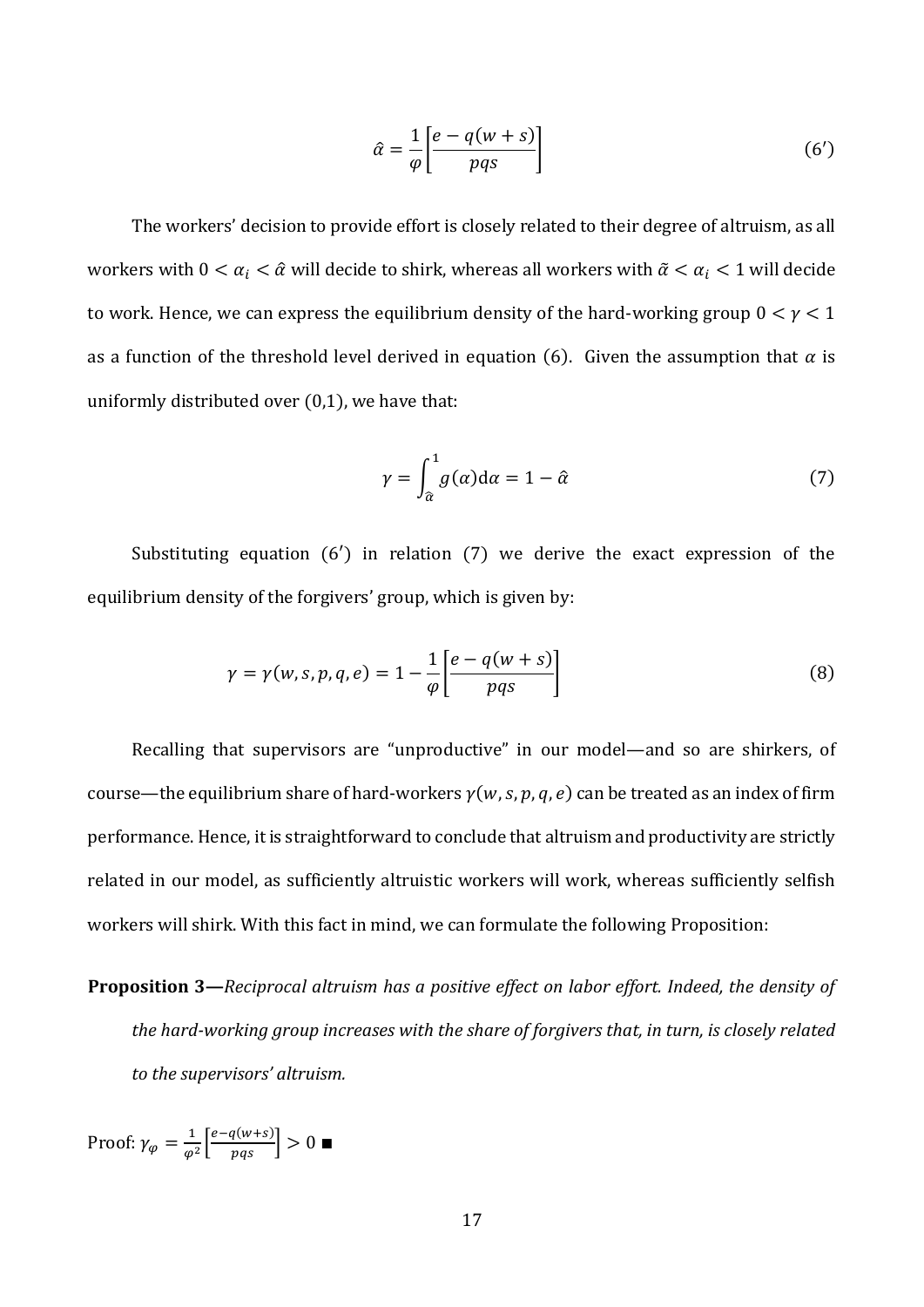$$\hat{\alpha} = \frac{1}{\varphi}\left[\frac{e - q(w+s)}{pqs}\right] \tag{6'}$$

The workers' decision to provide effort is closely related to their degree of altruism, as all workers with $0 < \alpha_i < \hat{\alpha}$ will decide to shirk, whereas all workers with $\tilde{\alpha} < \alpha_i < 1$ will decide to work. Hence, we can express the equilibrium density of the hard-working group $0 < \gamma < 1$ as a function of the threshold level derived in equation (6). Given the assumption that $\alpha$ is uniformly distributed over (0,1), we have that:

$$\gamma = \int_{\hat{\alpha}}^{1} g(\alpha)\mathrm{d}\alpha = 1 - \hat{\alpha} \tag{7}$$

Substituting equation (6′) in relation (7) we derive the exact expression of the equilibrium density of the forgivers' group, which is given by:

$$\gamma = \gamma(w, s, p, q, e) = 1 - \frac{1}{\varphi}\left[\frac{e - q(w+s)}{pqs}\right] \tag{8}$$

Recalling that supervisors are "unproductive" in our model—and so are shirkers, of course—the equilibrium share of hard-workers $\gamma(w, s, p, q, e)$ can be treated as an index of firm performance. Hence, it is straightforward to conclude that altruism and productivity are strictly related in our model, as sufficiently altruistic workers will work, whereas sufficiently selfish workers will shirk. With this fact in mind, we can formulate the following Proposition:

**Proposition 3—***Reciprocal altruism has a positive effect on labor effort. Indeed, the density of the hard-working group increases with the share of forgivers that, in turn, is closely related to the supervisors' altruism.*

Proof: $\gamma_{\varphi} = \frac{1}{\varphi^2}\left[\frac{e-q(w+s)}{pqs}\right] > 0$ ∎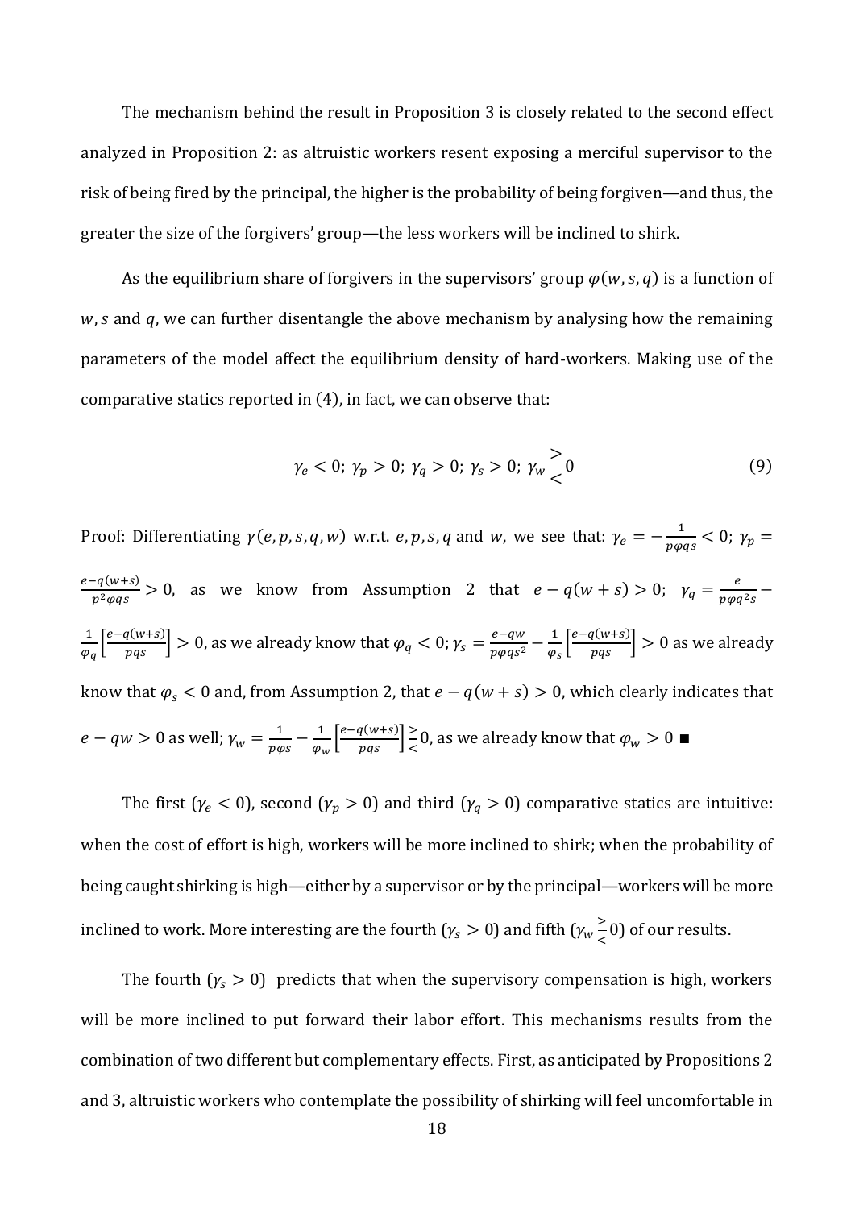The mechanism behind the result in Proposition 3 is closely related to the second effect analyzed in Proposition 2: as altruistic workers resent exposing a merciful supervisor to the risk of being fired by the principal, the higher is the probability of being forgiven—and thus, the greater the size of the forgivers' group—the less workers will be inclined to shirk.

As the equilibrium share of forgivers in the supervisors' group $\varphi(w, s, q)$ is a function of $w$, $s$ and $q$, we can further disentangle the above mechanism by analysing how the remaining parameters of the model affect the equilibrium density of hard-workers. Making use of the comparative statics reported in (4), in fact, we can observe that:

$$\gamma_e < 0;\ \gamma_p > 0;\ \gamma_q > 0;\ \gamma_s > 0;\ \gamma_w \gtrless 0 \tag{9}$$

Proof: Differentiating $\gamma(e, p, s, q, w)$ w.r.t. $e, p, s, q$ and $w$, we see that: $\gamma_e = -\frac{1}{p\varphi qs} < 0$; $\gamma_p = \frac{e-q(w+s)}{p^2\varphi qs} > 0$, as we know from Assumption 2 that $e - q(w + s) > 0$; $\gamma_q = \frac{e}{p\varphi q^2 s} - \frac{1}{\varphi_q}\left[\frac{e-q(w+s)}{pqs}\right] > 0$, as we already know that $\varphi_q < 0$; $\gamma_s = \frac{e-qw}{p\varphi qs^2} - \frac{1}{\varphi_s}\left[\frac{e-q(w+s)}{pqs}\right] > 0$ as we already know that $\varphi_s < 0$ and, from Assumption 2, that $e - q(w + s) > 0$, which clearly indicates that $e - qw > 0$ as well; $\gamma_w = \frac{1}{p\varphi s} - \frac{1}{\varphi_w}\left[\frac{e-q(w+s)}{pqs}\right] \gtrless 0$, as we already know that $\varphi_w > 0$ ■

The first ($\gamma_e < 0$), second ($\gamma_p > 0$) and third ($\gamma_q > 0$) comparative statics are intuitive: when the cost of effort is high, workers will be more inclined to shirk; when the probability of being caught shirking is high—either by a supervisor or by the principal—workers will be more inclined to work. More interesting are the fourth ($\gamma_s > 0$) and fifth ($\gamma_w \gtrless 0$) of our results.

The fourth ($\gamma_s > 0$) predicts that when the supervisory compensation is high, workers will be more inclined to put forward their labor effort. This mechanisms results from the combination of two different but complementary effects. First, as anticipated by Propositions 2 and 3, altruistic workers who contemplate the possibility of shirking will feel uncomfortable in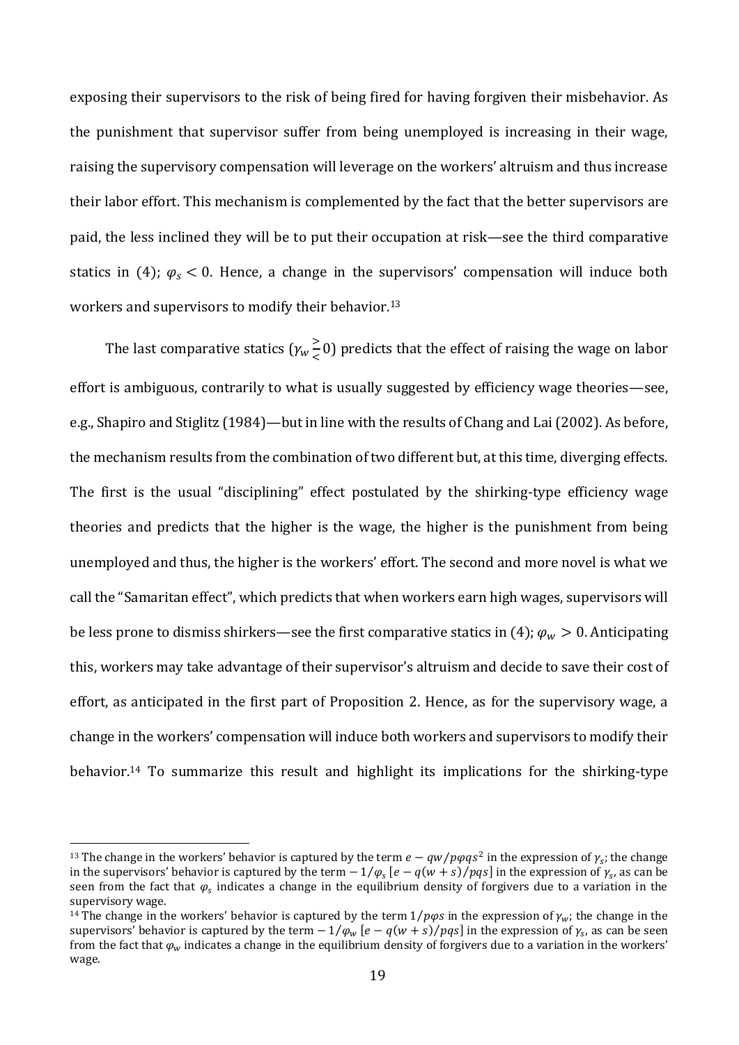exposing their supervisors to the risk of being fired for having forgiven their misbehavior. As the punishment that supervisor suffer from being unemployed is increasing in their wage, raising the supervisory compensation will leverage on the workers' altruism and thus increase their labor effort. This mechanism is complemented by the fact that the better supervisors are paid, the less inclined they will be to put their occupation at risk—see the third comparative statics in (4); $\varphi_s < 0$. Hence, a change in the supervisors' compensation will induce both workers and supervisors to modify their behavior.[13]

The last comparative statics ($\gamma_w \gtreqless 0$) predicts that the effect of raising the wage on labor effort is ambiguous, contrarily to what is usually suggested by efficiency wage theories—see, e.g., Shapiro and Stiglitz (1984)—but in line with the results of Chang and Lai (2002). As before, the mechanism results from the combination of two different but, at this time, diverging effects. The first is the usual "disciplining" effect postulated by the shirking-type efficiency wage theories and predicts that the higher is the wage, the higher is the punishment from being unemployed and thus, the higher is the workers' effort. The second and more novel is what we call the "Samaritan effect", which predicts that when workers earn high wages, supervisors will be less prone to dismiss shirkers—see the first comparative statics in (4); $\varphi_w > 0$. Anticipating this, workers may take advantage of their supervisor's altruism and decide to save their cost of effort, as anticipated in the first part of Proposition 2. Hence, as for the supervisory wage, a change in the workers' compensation will induce both workers and supervisors to modify their behavior.[14] To summarize this result and highlight its implications for the shirking-type

---

[13] The change in the workers' behavior is captured by the term $e - qw/p\varphi qs^2$ in the expression of $\gamma_s$; the change in the supervisors' behavior is captured by the term $-1/\varphi_s\,[e - q(w+s)/pqs]$ in the expression of $\gamma_s$, as can be seen from the fact that $\varphi_s$ indicates a change in the equilibrium density of forgivers due to a variation in the supervisory wage.

[14] The change in the workers' behavior is captured by the term $1/p\varphi s$ in the expression of $\gamma_w$; the change in the supervisors' behavior is captured by the term $-1/\varphi_w\,[e - q(w+s)/pqs]$ in the expression of $\gamma_s$, as can be seen from the fact that $\varphi_w$ indicates a change in the equilibrium density of forgivers due to a variation in the workers' wage.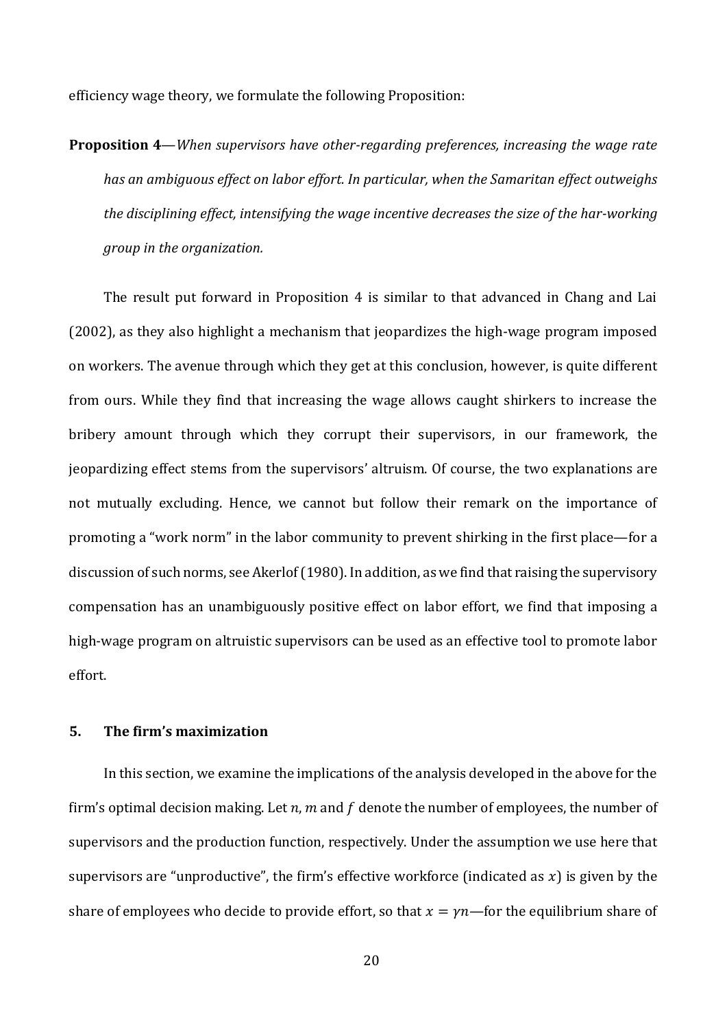efficiency wage theory, we formulate the following Proposition:

**Proposition 4**—*When supervisors have other-regarding preferences, increasing the wage rate has an ambiguous effect on labor effort. In particular, when the Samaritan effect outweighs the disciplining effect, intensifying the wage incentive decreases the size of the har-working group in the organization.*

The result put forward in Proposition 4 is similar to that advanced in Chang and Lai (2002), as they also highlight a mechanism that jeopardizes the high-wage program imposed on workers. The avenue through which they get at this conclusion, however, is quite different from ours. While they find that increasing the wage allows caught shirkers to increase the bribery amount through which they corrupt their supervisors, in our framework, the jeopardizing effect stems from the supervisors' altruism. Of course, the two explanations are not mutually excluding. Hence, we cannot but follow their remark on the importance of promoting a "work norm" in the labor community to prevent shirking in the first place—for a discussion of such norms, see Akerlof (1980). In addition, as we find that raising the supervisory compensation has an unambiguously positive effect on labor effort, we find that imposing a high-wage program on altruistic supervisors can be used as an effective tool to promote labor effort.

## 5. The firm's maximization

In this section, we examine the implications of the analysis developed in the above for the firm's optimal decision making. Let $n$, $m$ and $f$ denote the number of employees, the number of supervisors and the production function, respectively. Under the assumption we use here that supervisors are "unproductive", the firm's effective workforce (indicated as $x$) is given by the share of employees who decide to provide effort, so that $x = \gamma n$—for the equilibrium share of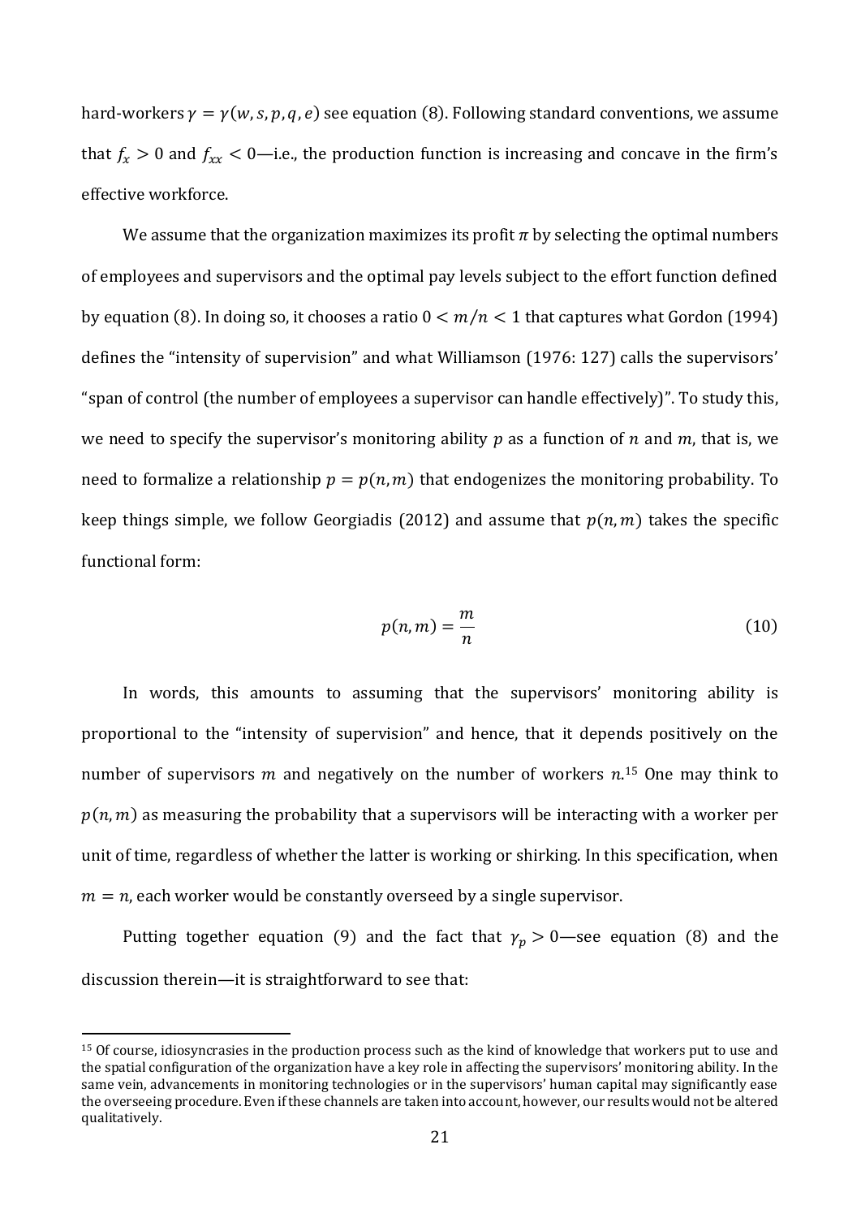hard-workers $\gamma = \gamma(w, s, p, q, e)$ see equation (8). Following standard conventions, we assume that $f_x > 0$ and $f_{xx} < 0$—i.e., the production function is increasing and concave in the firm's effective workforce.

We assume that the organization maximizes its profit $\pi$ by selecting the optimal numbers of employees and supervisors and the optimal pay levels subject to the effort function defined by equation (8). In doing so, it chooses a ratio $0 < m/n < 1$ that captures what Gordon (1994) defines the "intensity of supervision" and what Williamson (1976: 127) calls the supervisors' "span of control (the number of employees a supervisor can handle effectively)". To study this, we need to specify the supervisor's monitoring ability $p$ as a function of $n$ and $m$, that is, we need to formalize a relationship $p = p(n, m)$ that endogenizes the monitoring probability. To keep things simple, we follow Georgiadis (2012) and assume that $p(n, m)$ takes the specific functional form:

$$p(n, m) = \frac{m}{n} \tag{10}$$

In words, this amounts to assuming that the supervisors' monitoring ability is proportional to the "intensity of supervision" and hence, that it depends positively on the number of supervisors $m$ and negatively on the number of workers $n$.[15] One may think to $p(n, m)$ as measuring the probability that a supervisors will be interacting with a worker per unit of time, regardless of whether the latter is working or shirking. In this specification, when $m = n$, each worker would be constantly overseed by a single supervisor.

Putting together equation (9) and the fact that $\gamma_p > 0$—see equation (8) and the discussion therein—it is straightforward to see that:

---

[15] Of course, idiosyncrasies in the production process such as the kind of knowledge that workers put to use and the spatial configuration of the organization have a key role in affecting the supervisors' monitoring ability. In the same vein, advancements in monitoring technologies or in the supervisors' human capital may significantly ease the overseeing procedure. Even if these channels are taken into account, however, our results would not be altered qualitatively.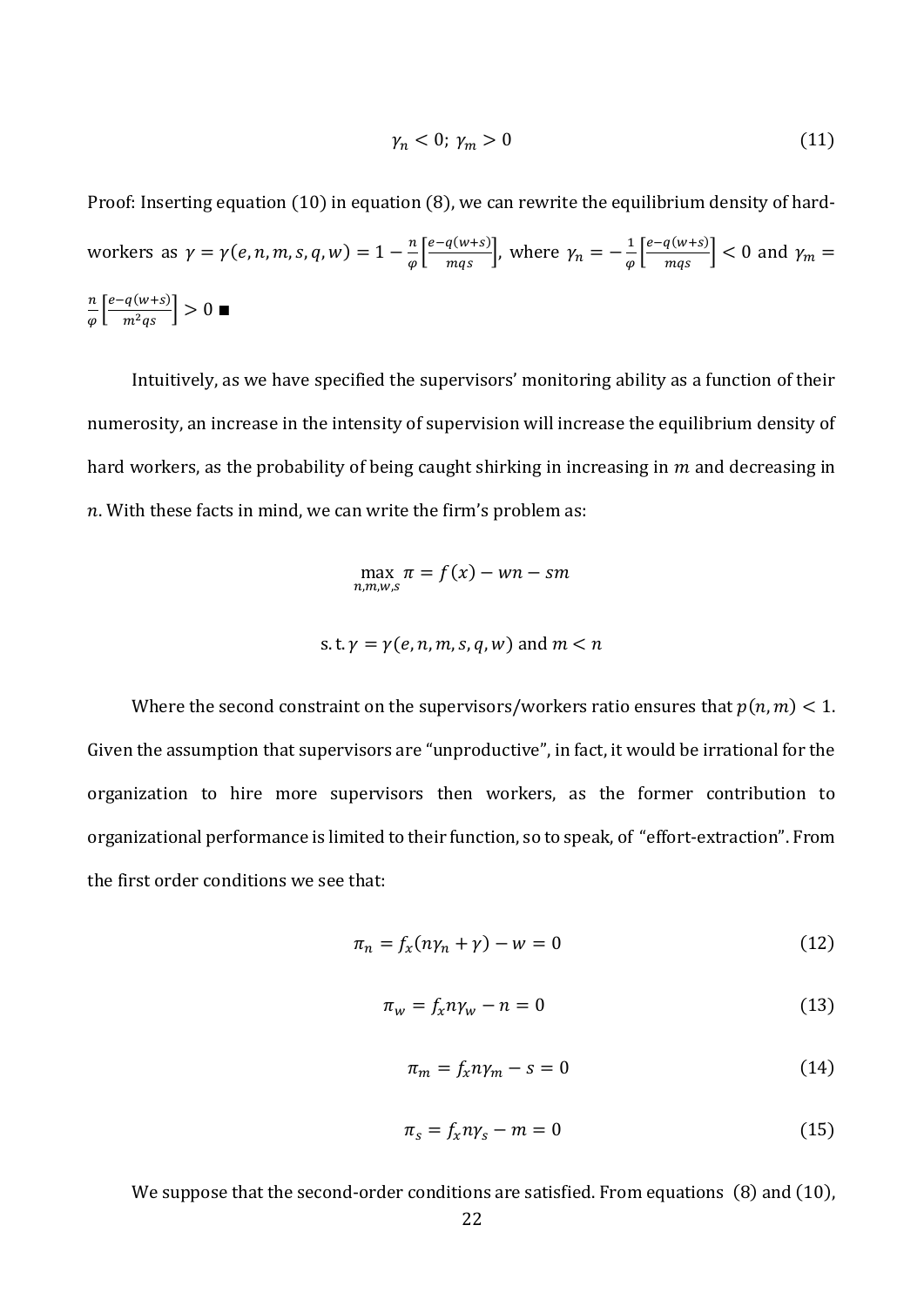$$\gamma_n < 0;\ \gamma_m > 0 \tag{11}$$

Proof: Inserting equation (10) in equation (8), we can rewrite the equilibrium density of hard-workers as $\gamma = \gamma(e, n, m, s, q, w) = 1 - \frac{n}{\varphi}\left[\frac{e-q(w+s)}{mqs}\right]$, where $\gamma_n = -\frac{1}{\varphi}\left[\frac{e-q(w+s)}{mqs}\right] < 0$ and $\gamma_m = \frac{n}{\varphi}\left[\frac{e-q(w+s)}{m^2qs}\right] > 0$ ■

Intuitively, as we have specified the supervisors' monitoring ability as a function of their numerosity, an increase in the intensity of supervision will increase the equilibrium density of hard workers, as the probability of being caught shirking in increasing in $m$ and decreasing in $n$. With these facts in mind, we can write the firm's problem as:

$$\max_{n,m,w,s} \pi = f(x) - wn - sm$$

$$\text{s.t.}\ \gamma = \gamma(e, n, m, s, q, w) \text{ and } m < n$$

Where the second constraint on the supervisors/workers ratio ensures that $p(n, m) < 1$. Given the assumption that supervisors are "unproductive", in fact, it would be irrational for the organization to hire more supervisors then workers, as the former contribution to organizational performance is limited to their function, so to speak, of "effort-extraction". From the first order conditions we see that:

$$\pi_n = f_x(n\gamma_n + \gamma) - w = 0 \tag{12}$$

$$\pi_w = f_x n\gamma_w - n = 0 \tag{13}$$

$$\pi_m = f_x n\gamma_m - s = 0 \tag{14}$$

$$\pi_s = f_x n\gamma_s - m = 0 \tag{15}$$

We suppose that the second-order conditions are satisfied. From equations (8) and (10),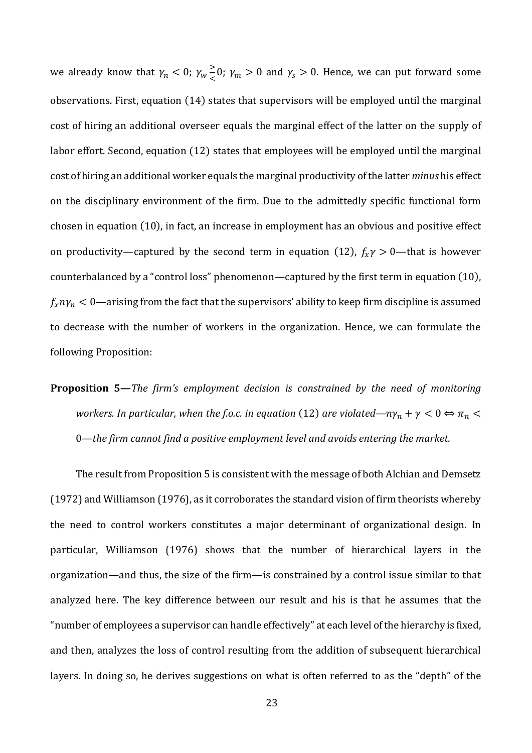we already know that $\gamma_n < 0$; $\gamma_w \gtrless 0$; $\gamma_m > 0$ and $\gamma_s > 0$. Hence, we can put forward some observations. First, equation (14) states that supervisors will be employed until the marginal cost of hiring an additional overseer equals the marginal effect of the latter on the supply of labor effort. Second, equation (12) states that employees will be employed until the marginal cost of hiring an additional worker equals the marginal productivity of the latter *minus* his effect on the disciplinary environment of the firm. Due to the admittedly specific functional form chosen in equation (10), in fact, an increase in employment has an obvious and positive effect on productivity—captured by the second term in equation (12), $f_x\gamma > 0$—that is however counterbalanced by a "control loss" phenomenon—captured by the first term in equation (10), $f_x n\gamma_n < 0$—arising from the fact that the supervisors' ability to keep firm discipline is assumed to decrease with the number of workers in the organization. Hence, we can formulate the following Proposition:

**Proposition 5—***The firm's employment decision is constrained by the need of monitoring workers. In particular, when the f.o.c. in equation* (12) *are violated—*$n\gamma_n + \gamma < 0 \Leftrightarrow \pi_n < 0$*—the firm cannot find a positive employment level and avoids entering the market.*

The result from Proposition 5 is consistent with the message of both Alchian and Demsetz (1972) and Williamson (1976), as it corroborates the standard vision of firm theorists whereby the need to control workers constitutes a major determinant of organizational design. In particular, Williamson (1976) shows that the number of hierarchical layers in the organization—and thus, the size of the firm—is constrained by a control issue similar to that analyzed here. The key difference between our result and his is that he assumes that the "number of employees a supervisor can handle effectively" at each level of the hierarchy is fixed, and then, analyzes the loss of control resulting from the addition of subsequent hierarchical layers. In doing so, he derives suggestions on what is often referred to as the "depth" of the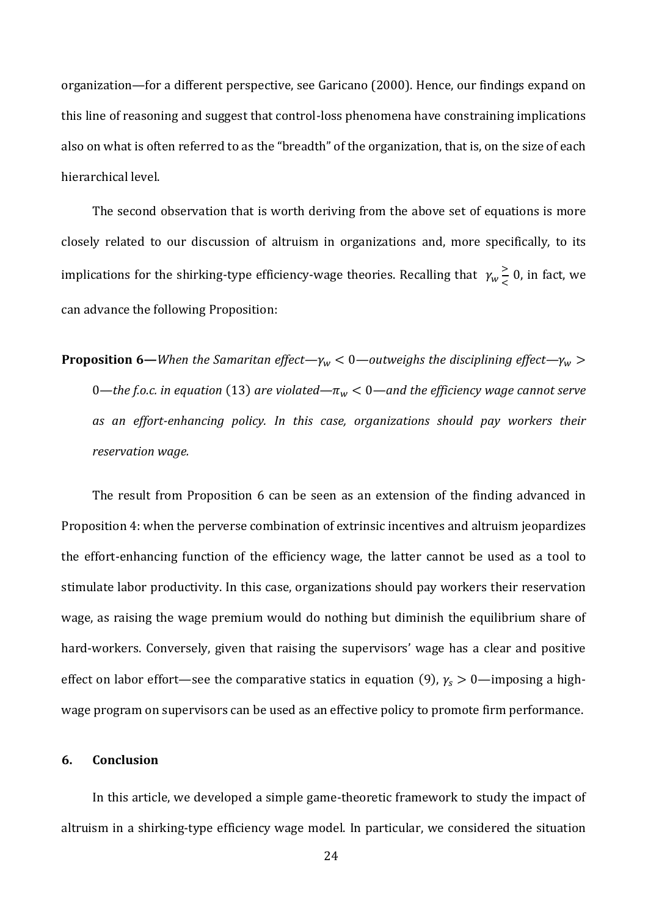organization—for a different perspective, see Garicano (2000). Hence, our findings expand on this line of reasoning and suggest that control-loss phenomena have constraining implications also on what is often referred to as the "breadth" of the organization, that is, on the size of each hierarchical level.

The second observation that is worth deriving from the above set of equations is more closely related to our discussion of altruism in organizations and, more specifically, to its implications for the shirking-type efficiency-wage theories. Recalling that $\gamma_w \gtrless 0$, in fact, we can advance the following Proposition:

**Proposition 6—***When the Samaritan effect—$\gamma_w < 0$—outweighs the disciplining effect—$\gamma_w > 0$—the f.o.c. in equation* (13) *are violated—$\pi_w < 0$—and the efficiency wage cannot serve as an effort-enhancing policy. In this case, organizations should pay workers their reservation wage.*

The result from Proposition 6 can be seen as an extension of the finding advanced in Proposition 4: when the perverse combination of extrinsic incentives and altruism jeopardizes the effort-enhancing function of the efficiency wage, the latter cannot be used as a tool to stimulate labor productivity. In this case, organizations should pay workers their reservation wage, as raising the wage premium would do nothing but diminish the equilibrium share of hard-workers. Conversely, given that raising the supervisors' wage has a clear and positive effect on labor effort—see the comparative statics in equation (9), $\gamma_s > 0$—imposing a high-wage program on supervisors can be used as an effective policy to promote firm performance.

## 6. Conclusion

In this article, we developed a simple game-theoretic framework to study the impact of altruism in a shirking-type efficiency wage model. In particular, we considered the situation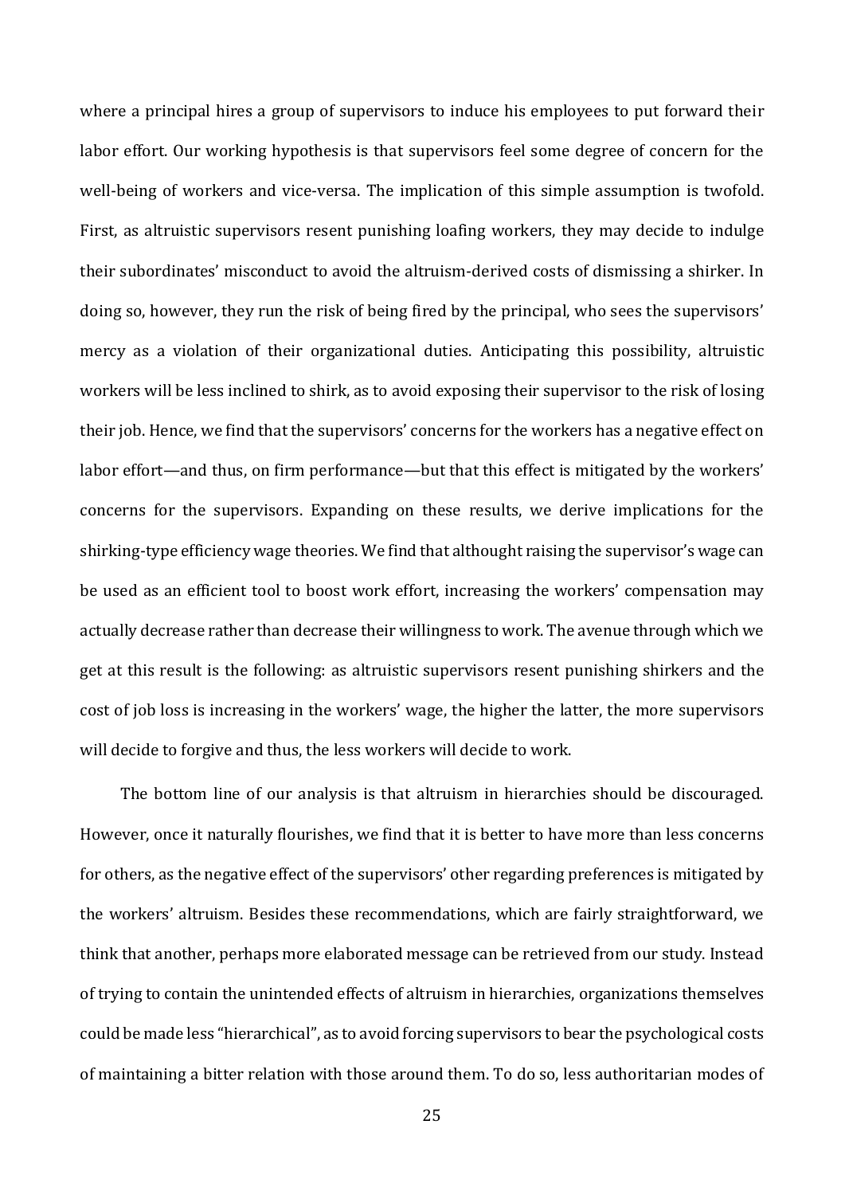where a principal hires a group of supervisors to induce his employees to put forward their labor effort. Our working hypothesis is that supervisors feel some degree of concern for the well-being of workers and vice-versa. The implication of this simple assumption is twofold. First, as altruistic supervisors resent punishing loafing workers, they may decide to indulge their subordinates' misconduct to avoid the altruism-derived costs of dismissing a shirker. In doing so, however, they run the risk of being fired by the principal, who sees the supervisors' mercy as a violation of their organizational duties. Anticipating this possibility, altruistic workers will be less inclined to shirk, as to avoid exposing their supervisor to the risk of losing their job. Hence, we find that the supervisors' concerns for the workers has a negative effect on labor effort—and thus, on firm performance—but that this effect is mitigated by the workers' concerns for the supervisors. Expanding on these results, we derive implications for the shirking-type efficiency wage theories. We find that althought raising the supervisor's wage can be used as an efficient tool to boost work effort, increasing the workers' compensation may actually decrease rather than decrease their willingness to work. The avenue through which we get at this result is the following: as altruistic supervisors resent punishing shirkers and the cost of job loss is increasing in the workers' wage, the higher the latter, the more supervisors will decide to forgive and thus, the less workers will decide to work.

The bottom line of our analysis is that altruism in hierarchies should be discouraged. However, once it naturally flourishes, we find that it is better to have more than less concerns for others, as the negative effect of the supervisors' other regarding preferences is mitigated by the workers' altruism. Besides these recommendations, which are fairly straightforward, we think that another, perhaps more elaborated message can be retrieved from our study. Instead of trying to contain the unintended effects of altruism in hierarchies, organizations themselves could be made less "hierarchical", as to avoid forcing supervisors to bear the psychological costs of maintaining a bitter relation with those around them. To do so, less authoritarian modes of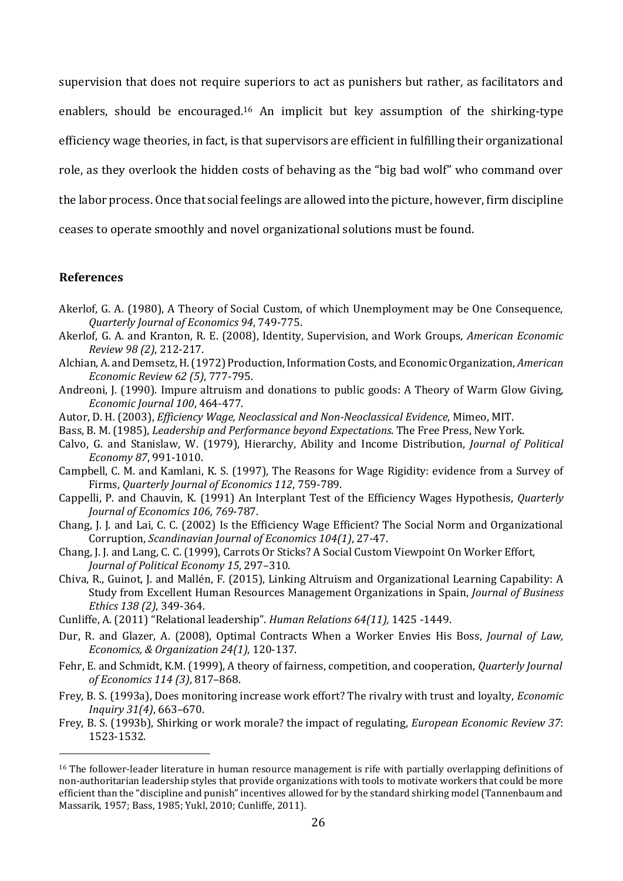supervision that does not require superiors to act as punishers but rather, as facilitators and enablers, should be encouraged.[16] An implicit but key assumption of the shirking-type efficiency wage theories, in fact, is that supervisors are efficient in fulfilling their organizational role, as they overlook the hidden costs of behaving as the "big bad wolf" who command over the labor process. Once that social feelings are allowed into the picture, however, firm discipline ceases to operate smoothly and novel organizational solutions must be found.

## References

Akerlof, G. A. (1980), A Theory of Social Custom, of which Unemployment may be One Consequence, *Quarterly Journal of Economics 94*, 749-775.

Akerlof, G. A. and Kranton, R. E. (2008), Identity, Supervision, and Work Groups, *American Economic Review 98 (2)*, 212-217.

Alchian, A. and Demsetz, H. (1972) Production, Information Costs, and Economic Organization, *American Economic Review 62 (5)*, 777-795.

Andreoni, J. (1990). Impure altruism and donations to public goods: A Theory of Warm Glow Giving, *Economic Journal 100*, 464-477.

Autor, D. H. (2003), *Efficiency Wage, Neoclassical and Non-Neoclassical Evidence*, Mimeo, MIT.

Bass, B. M. (1985), *Leadership and Performance beyond Expectations*. The Free Press, New York.

Calvo, G. and Stanislaw, W. (1979), Hierarchy, Ability and Income Distribution, *Journal of Political Economy 87*, 991-1010.

Campbell, C. M. and Kamlani, K. S. (1997), The Reasons for Wage Rigidity: evidence from a Survey of Firms, *Quarterly Journal of Economics 112*, 759-789.

Cappelli, P. and Chauvin, K. (1991) An Interplant Test of the Efficiency Wages Hypothesis, *Quarterly Journal of Economics 106, 769*-787.

Chang, J. J. and Lai, C. C. (2002) Is the Efficiency Wage Efficient? The Social Norm and Organizational Corruption, *Scandinavian Journal of Economics 104(1)*, 27-47.

Chang, J. J. and Lang, C. C. (1999), Carrots Or Sticks? A Social Custom Viewpoint On Worker Effort, *Journal of Political Economy 15*, 297–310.

Chiva, R., Guinot, J. and Mallén, F. (2015), Linking Altruism and Organizational Learning Capability: A Study from Excellent Human Resources Management Organizations in Spain, *Journal of Business Ethics 138 (2)*, 349-364.

Cunliffe, A. (2011) "Relational leadership". *Human Relations 64(11),* 1425 -1449.

Dur, R. and Glazer, A. (2008), Optimal Contracts When a Worker Envies His Boss, *Journal of Law, Economics, & Organization 24(1)*, 120-137.

Fehr, E. and Schmidt, K.M. (1999), A theory of fairness, competition, and cooperation, *Quarterly Journal of Economics 114 (3)*, 817–868.

Frey, B. S. (1993a), Does monitoring increase work effort? The rivalry with trust and loyalty, *Economic Inquiry 31(4)*, 663–670.

Frey, B. S. (1993b), Shirking or work morale? the impact of regulating, *European Economic Review 37*: 1523-1532.

---

[16] The follower-leader literature in human resource management is rife with partially overlapping definitions of non-authoritarian leadership styles that provide organizations with tools to motivate workers that could be more efficient than the "discipline and punish" incentives allowed for by the standard shirking model (Tannenbaum and Massarik, 1957; Bass, 1985; Yukl, 2010; Cunliffe, 2011).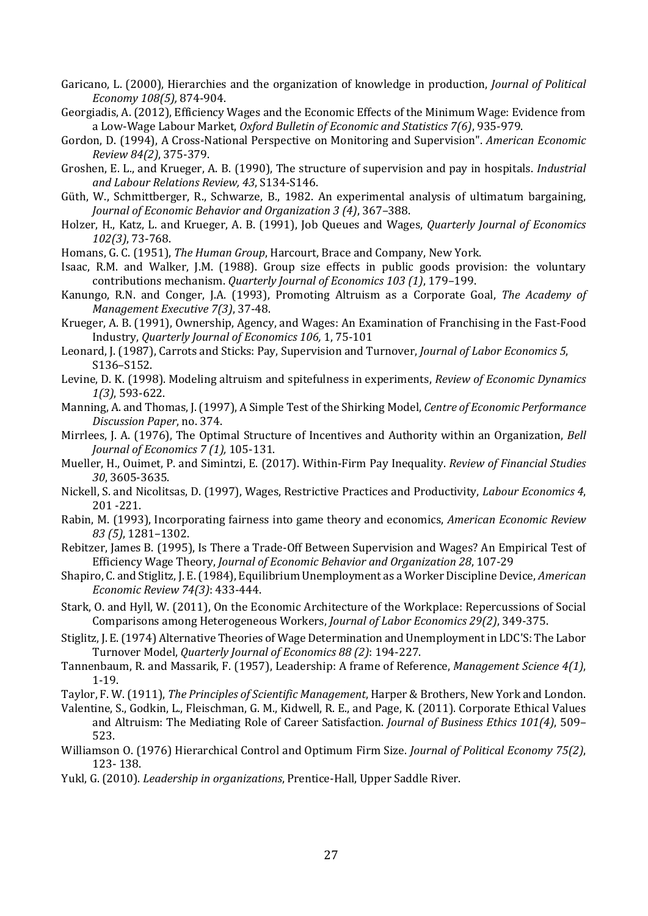Garicano, L. (2000), Hierarchies and the organization of knowledge in production, *Journal of Political Economy 108(5)*, 874-904.

Georgiadis, A. (2012), Efficiency Wages and the Economic Effects of the Minimum Wage: Evidence from a Low-Wage Labour Market, *Oxford Bulletin of Economic and Statistics 7(6)*, 935-979.

Gordon, D. (1994), A Cross-National Perspective on Monitoring and Supervision". *American Economic Review 84(2)*, 375-379.

Groshen, E. L., and Krueger, A. B. (1990), The structure of supervision and pay in hospitals. *Industrial and Labour Relations Review, 43*, S134-S146.

Güth, W., Schmittberger, R., Schwarze, B., 1982. An experimental analysis of ultimatum bargaining, *Journal of Economic Behavior and Organization 3 (4)*, 367–388.

Holzer, H., Katz, L. and Krueger, A. B. (1991), Job Queues and Wages, *Quarterly Journal of Economics 102(3)*, 73-768.

Homans, G. C. (1951), *The Human Group*, Harcourt, Brace and Company, New York.

Isaac, R.M. and Walker, J.M. (1988). Group size effects in public goods provision: the voluntary contributions mechanism. *Quarterly Journal of Economics 103 (1)*, 179–199.

Kanungo, R.N. and Conger, J.A. (1993), Promoting Altruism as a Corporate Goal, *The Academy of Management Executive 7(3)*, 37-48.

Krueger, A. B. (1991), Ownership, Agency, and Wages: An Examination of Franchising in the Fast-Food Industry, *Quarterly Journal of Economics 106,* 1, 75-101

Leonard, J. (1987), Carrots and Sticks: Pay, Supervision and Turnover, *Journal of Labor Economics 5*, S136–S152.

Levine, D. K. (1998). Modeling altruism and spitefulness in experiments, *Review of Economic Dynamics 1(3)*, 593-622.

Manning, A. and Thomas, J. (1997), A Simple Test of the Shirking Model, *Centre of Economic Performance Discussion Paper*, no. 374.

Mirrlees, J. A. (1976), The Optimal Structure of Incentives and Authority within an Organization, *Bell Journal of Economics 7 (1),* 105-131.

Mueller, H., Ouimet, P. and Simintzi, E. (2017). Within-Firm Pay Inequality. *Review of Financial Studies 30*, 3605-3635.

Nickell, S. and Nicolitsas, D. (1997), Wages, Restrictive Practices and Productivity, *Labour Economics 4*, 201 -221.

Rabin, M. (1993), Incorporating fairness into game theory and economics, *American Economic Review 83 (5)*, 1281–1302.

Rebitzer, James B. (1995), Is There a Trade-Off Between Supervision and Wages? An Empirical Test of Efficiency Wage Theory, *Journal of Economic Behavior and Organization 28*, 107-29

Shapiro, C. and Stiglitz, J. E. (1984), Equilibrium Unemployment as a Worker Discipline Device, *American Economic Review 74(3)*: 433-444.

Stark, O. and Hyll, W. (2011), On the Economic Architecture of the Workplace: Repercussions of Social Comparisons among Heterogeneous Workers, *Journal of Labor Economics 29(2)*, 349-375.

Stiglitz, J. E. (1974) Alternative Theories of Wage Determination and Unemployment in LDC'S: The Labor Turnover Model, *Quarterly Journal of Economics 88 (2)*: 194-227.

Tannenbaum, R. and Massarik, F. (1957), Leadership: A frame of Reference, *Management Science 4(1)*, 1-19.

Taylor, F. W. (1911), *The Principles of Scientific Management*, Harper & Brothers, New York and London.

Valentine, S., Godkin, L., Fleischman, G. M., Kidwell, R. E., and Page, K. (2011). Corporate Ethical Values and Altruism: The Mediating Role of Career Satisfaction. *Journal of Business Ethics 101(4)*, 509–523.

Williamson O. (1976) Hierarchical Control and Optimum Firm Size. *Journal of Political Economy 75(2)*, 123- 138.

Yukl, G. (2010). *Leadership in organizations*, Prentice-Hall, Upper Saddle River.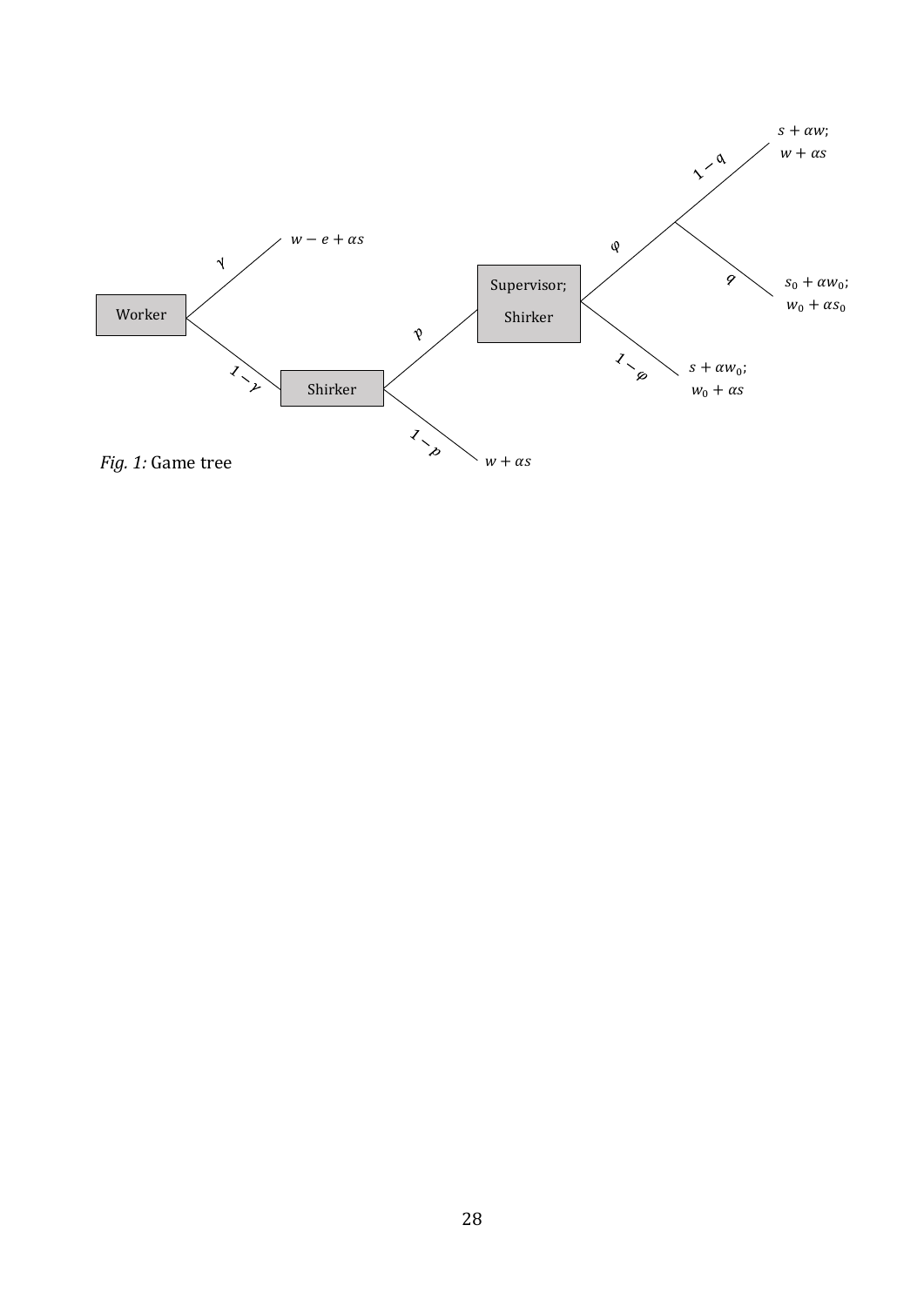Worker

$\gamma$

$w - e + \alpha s$

$1 - \gamma$

Shirker

$p$

$1 - p$

$w + \alpha s$

Supervisor;

Shirker

$\varphi$

$1 - \varphi$

$s + \alpha w_0$;

$w_0 + \alpha s$

$1 - q$

$s + \alpha w$;

$w + \alpha s$

$q$

$s_0 + \alpha w_0$;

$w_0 + \alpha s_0$

*Fig. 1:* Game tree